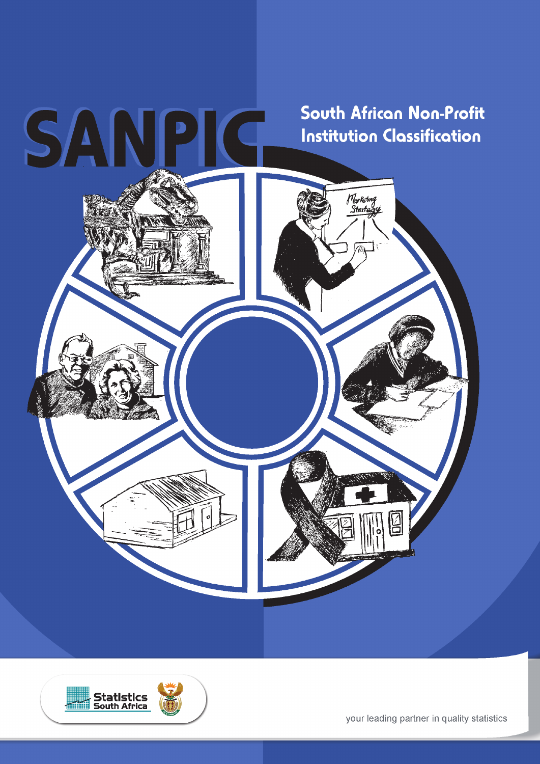# SANPIC

## South African Non-Profit Institution Classification

Statistics South Africa

your leading partner in quality statistics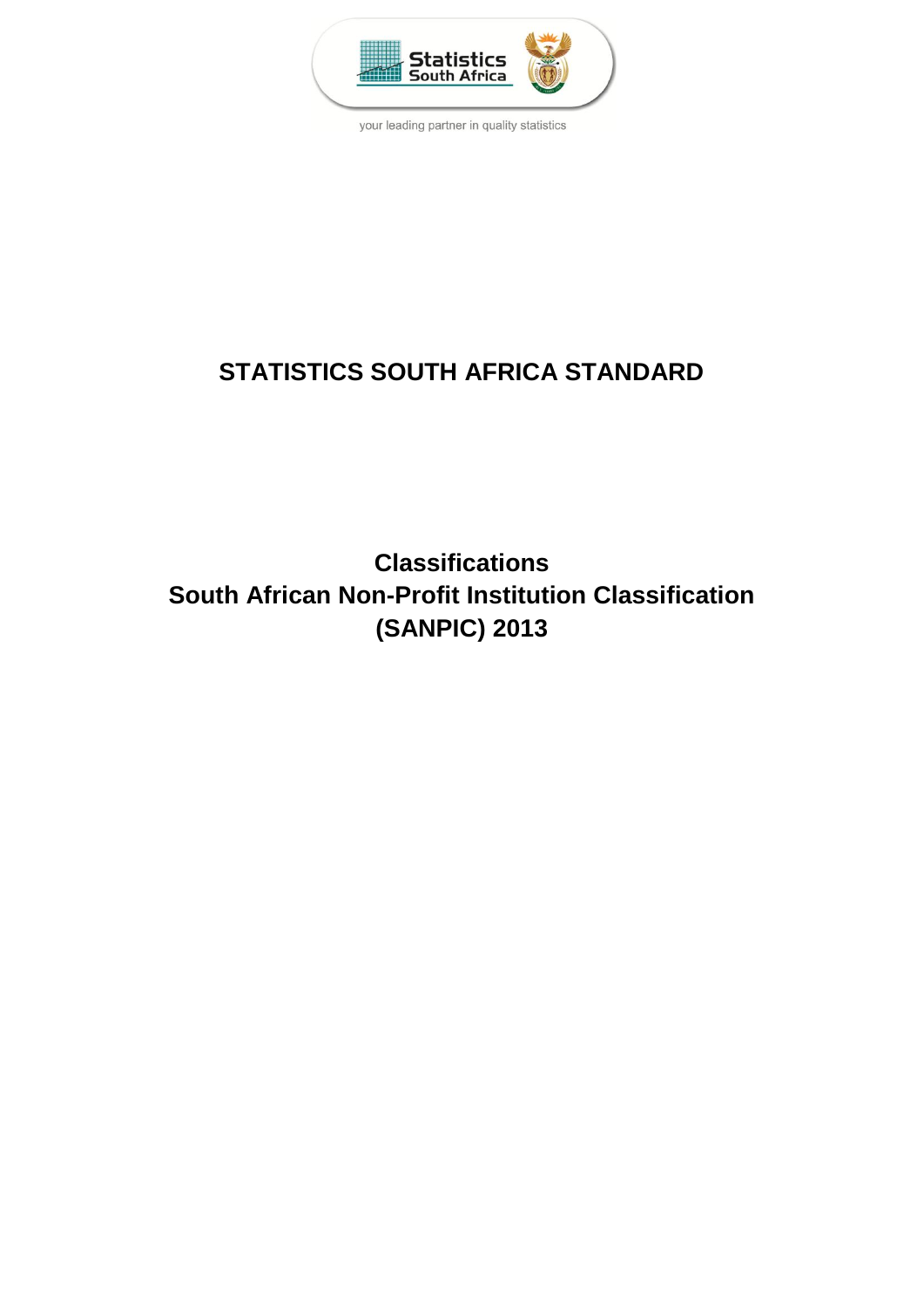your leading partner in quality statistics

# STATISTICS SOUTH AFRICA STANDARD

## Classifications
## South African Non-Profit Institution Classification
## (SANPIC) 2013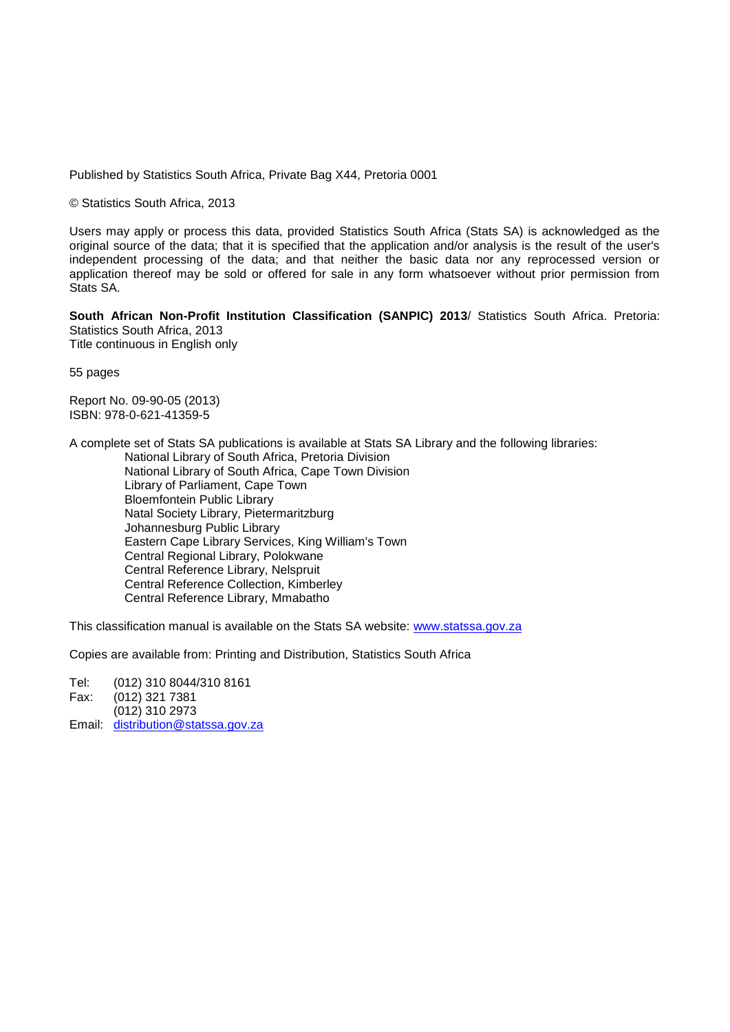Published by Statistics South Africa, Private Bag X44, Pretoria 0001

© Statistics South Africa, 2013

Users may apply or process this data, provided Statistics South Africa (Stats SA) is acknowledged as the original source of the data; that it is specified that the application and/or analysis is the result of the user's independent processing of the data; and that neither the basic data nor any reprocessed version or application thereof may be sold or offered for sale in any form whatsoever without prior permission from Stats SA.

**South African Non-Profit Institution Classification (SANPIC) 2013**/ Statistics South Africa. Pretoria: Statistics South Africa, 2013
Title continuous in English only

55 pages

Report No. 09-90-05 (2013)
ISBN: 978-0-621-41359-5

A complete set of Stats SA publications is available at Stats SA Library and the following libraries:

- National Library of South Africa, Pretoria Division
- National Library of South Africa, Cape Town Division
- Library of Parliament, Cape Town
- Bloemfontein Public Library
- Natal Society Library, Pietermaritzburg
- Johannesburg Public Library
- Eastern Cape Library Services, King William's Town
- Central Regional Library, Polokwane
- Central Reference Library, Nelspruit
- Central Reference Collection, Kimberley
- Central Reference Library, Mmabatho

This classification manual is available on the Stats SA website: www.statssa.gov.za

Copies are available from: Printing and Distribution, Statistics South Africa

Tel: (012) 310 8044/310 8161
Fax: (012) 321 7381
(012) 310 2973
Email: distribution@statssa.gov.za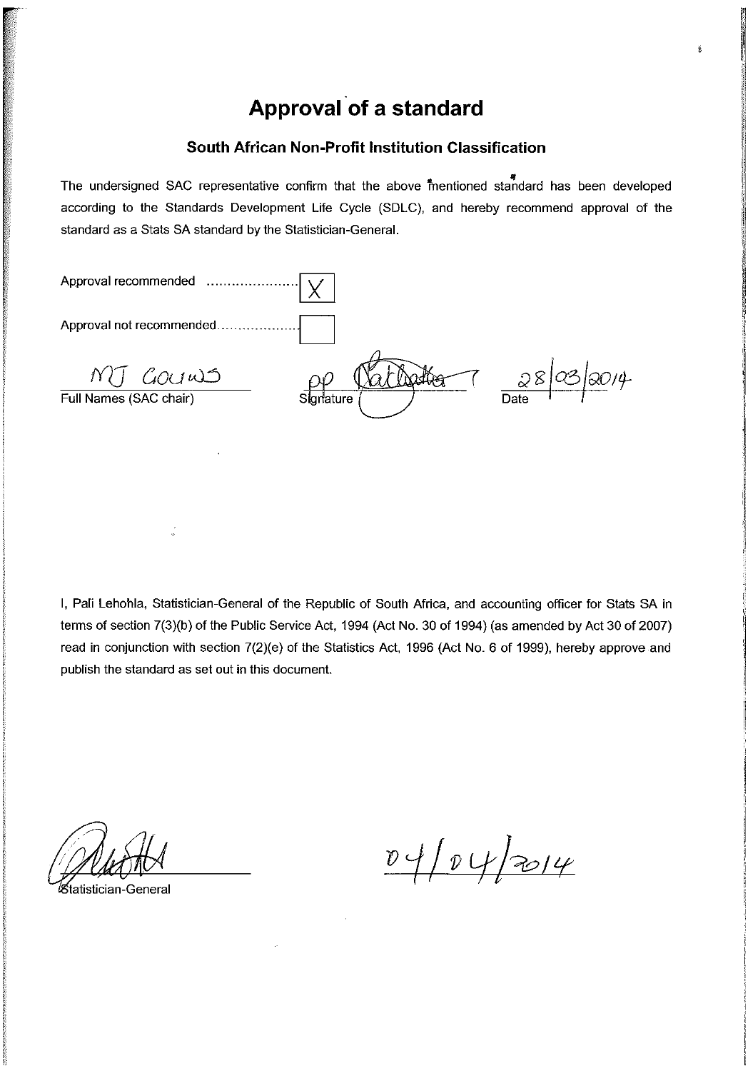# Approval of a standard

## South African Non-Profit Institution Classification

The undersigned SAC representative confirm that the above mentioned standard has been developed according to the Standards Development Life Cycle (SDLC), and hereby recommend approval of the standard as a Stats SA standard by the Statistician-General.

Approval recommended ...................... [X]

Approval not recommended.................... [ ]

MJ GOUWS

Full Names (SAC chair)

pp [signature]

Signature

28/03/2014

Date

I, Pali Lehohla, Statistician-General of the Republic of South Africa, and accounting officer for Stats SA in terms of section 7(3)(b) of the Public Service Act, 1994 (Act No. 30 of 1994) (as amended by Act 30 of 2007) read in conjunction with section 7(2)(e) of the Statistics Act, 1996 (Act No. 6 of 1999), hereby approve and publish the standard as set out in this document.

[signature]

Statistician-General

04/04/2014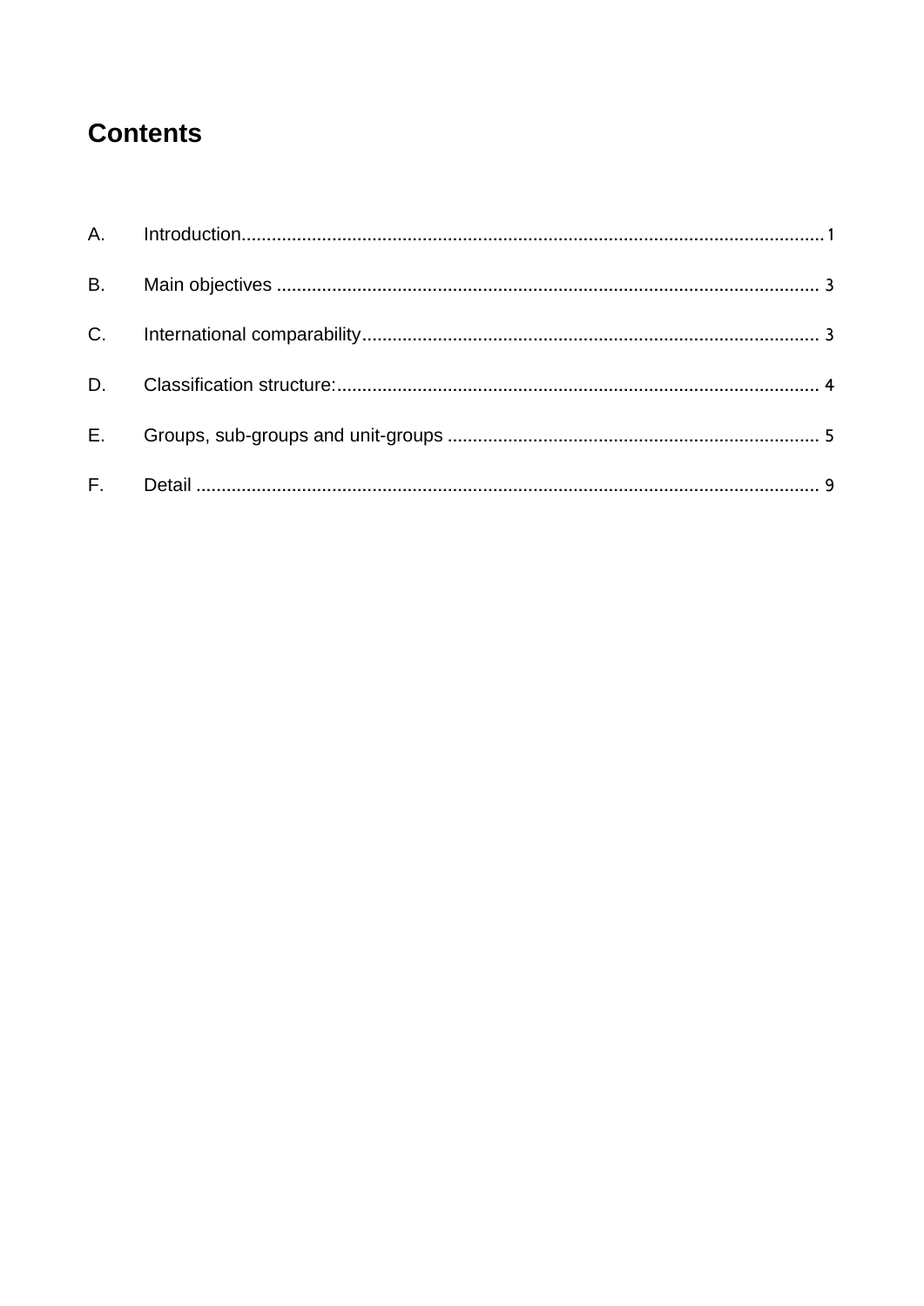# Contents

A. Introduction........................................................................................................................1

B. Main objectives ................................................................................................................ 3

C. International comparability............................................................................................. 3

D. Classification structure:.................................................................................................. 4

E. Groups, sub-groups and unit-groups ............................................................................ 5

F. Detail ................................................................................................................................ 9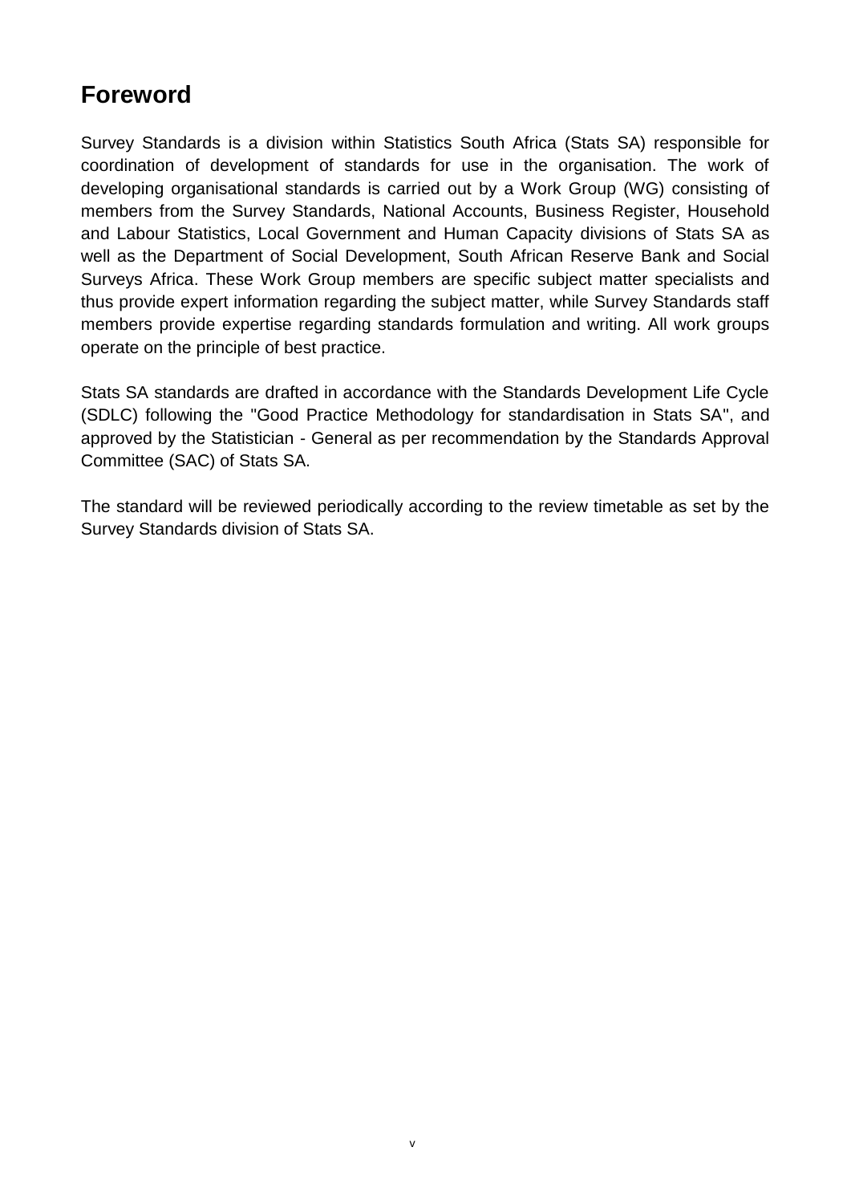# Foreword

Survey Standards is a division within Statistics South Africa (Stats SA) responsible for coordination of development of standards for use in the organisation. The work of developing organisational standards is carried out by a Work Group (WG) consisting of members from the Survey Standards, National Accounts, Business Register, Household and Labour Statistics, Local Government and Human Capacity divisions of Stats SA as well as the Department of Social Development, South African Reserve Bank and Social Surveys Africa. These Work Group members are specific subject matter specialists and thus provide expert information regarding the subject matter, while Survey Standards staff members provide expertise regarding standards formulation and writing. All work groups operate on the principle of best practice.

Stats SA standards are drafted in accordance with the Standards Development Life Cycle (SDLC) following the "Good Practice Methodology for standardisation in Stats SA", and approved by the Statistician - General as per recommendation by the Standards Approval Committee (SAC) of Stats SA.

The standard will be reviewed periodically according to the review timetable as set by the Survey Standards division of Stats SA.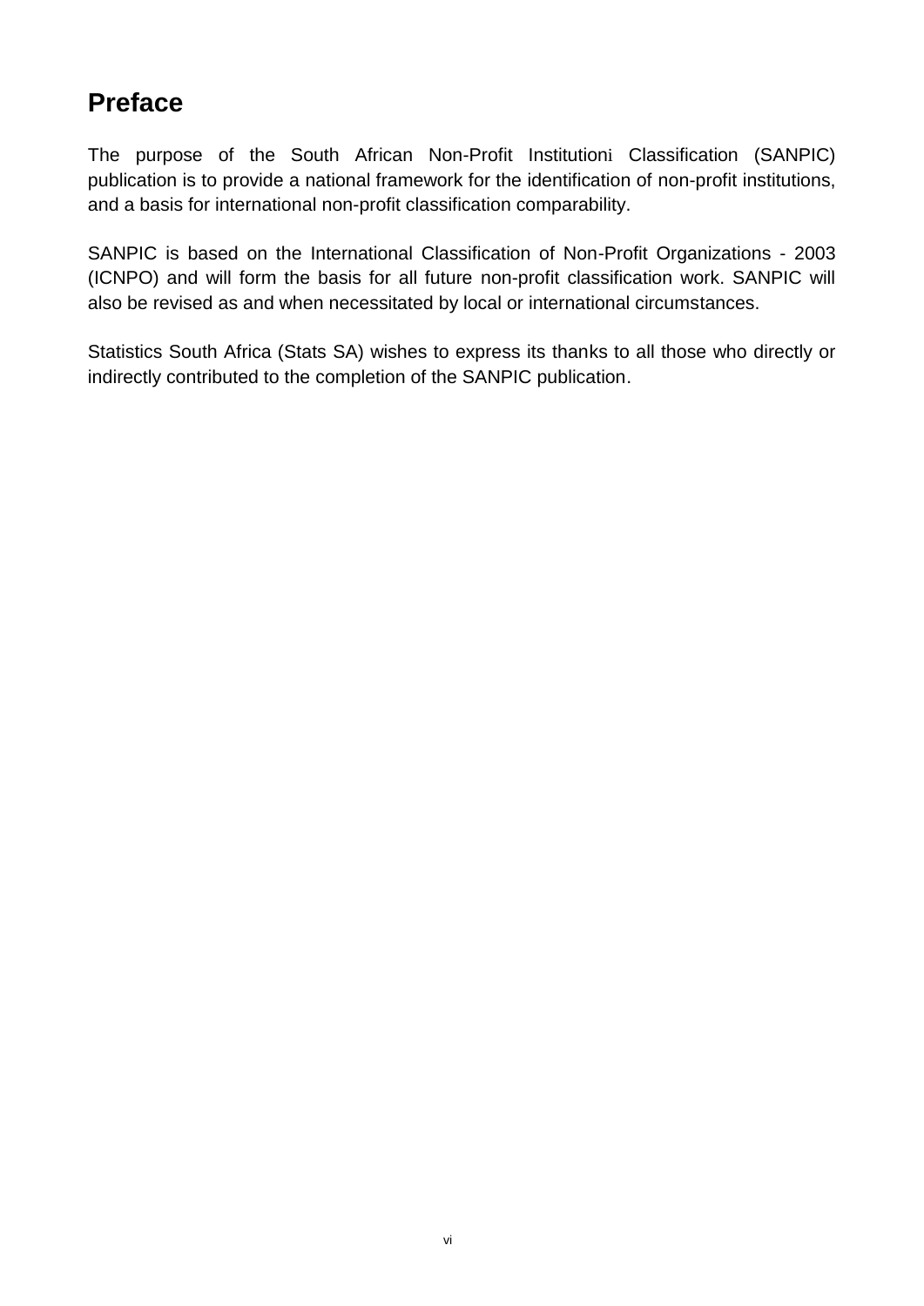# Preface

The purpose of the South African Non-Profit Institution[i] Classification (SANPIC) publication is to provide a national framework for the identification of non-profit institutions, and a basis for international non-profit classification comparability.

SANPIC is based on the International Classification of Non-Profit Organizations - 2003 (ICNPO) and will form the basis for all future non-profit classification work. SANPIC will also be revised as and when necessitated by local or international circumstances.

Statistics South Africa (Stats SA) wishes to express its thanks to all those who directly or indirectly contributed to the completion of the SANPIC publication.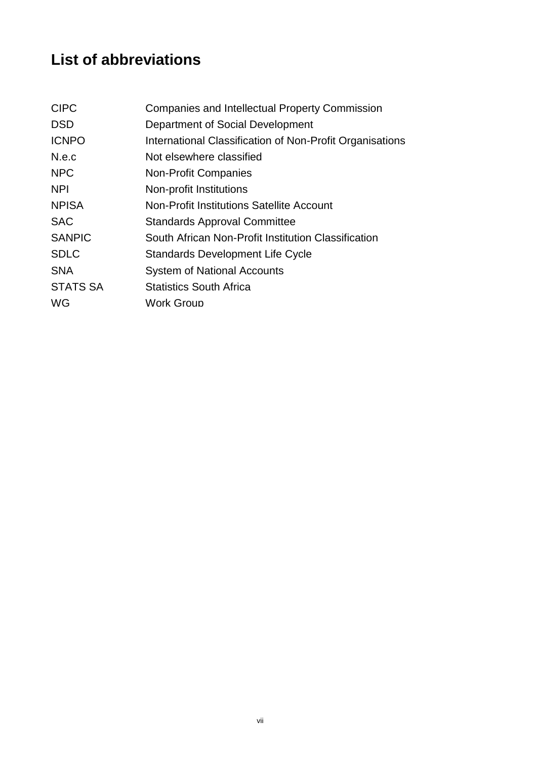# List of abbreviations

| | |
|---|---|
| CIPC | Companies and Intellectual Property Commission |
| DSD | Department of Social Development |
| ICNPO | International Classification of Non-Profit Organisations |
| N.e.c | Not elsewhere classified |
| NPC | Non-Profit Companies |
| NPI | Non-profit Institutions |
| NPISA | Non-Profit Institutions Satellite Account |
| SAC | Standards Approval Committee |
| SANPIC | South African Non-Profit Institution Classification |
| SDLC | Standards Development Life Cycle |
| SNA | System of National Accounts |
| STATS SA | Statistics South Africa |
| WG | Work Group |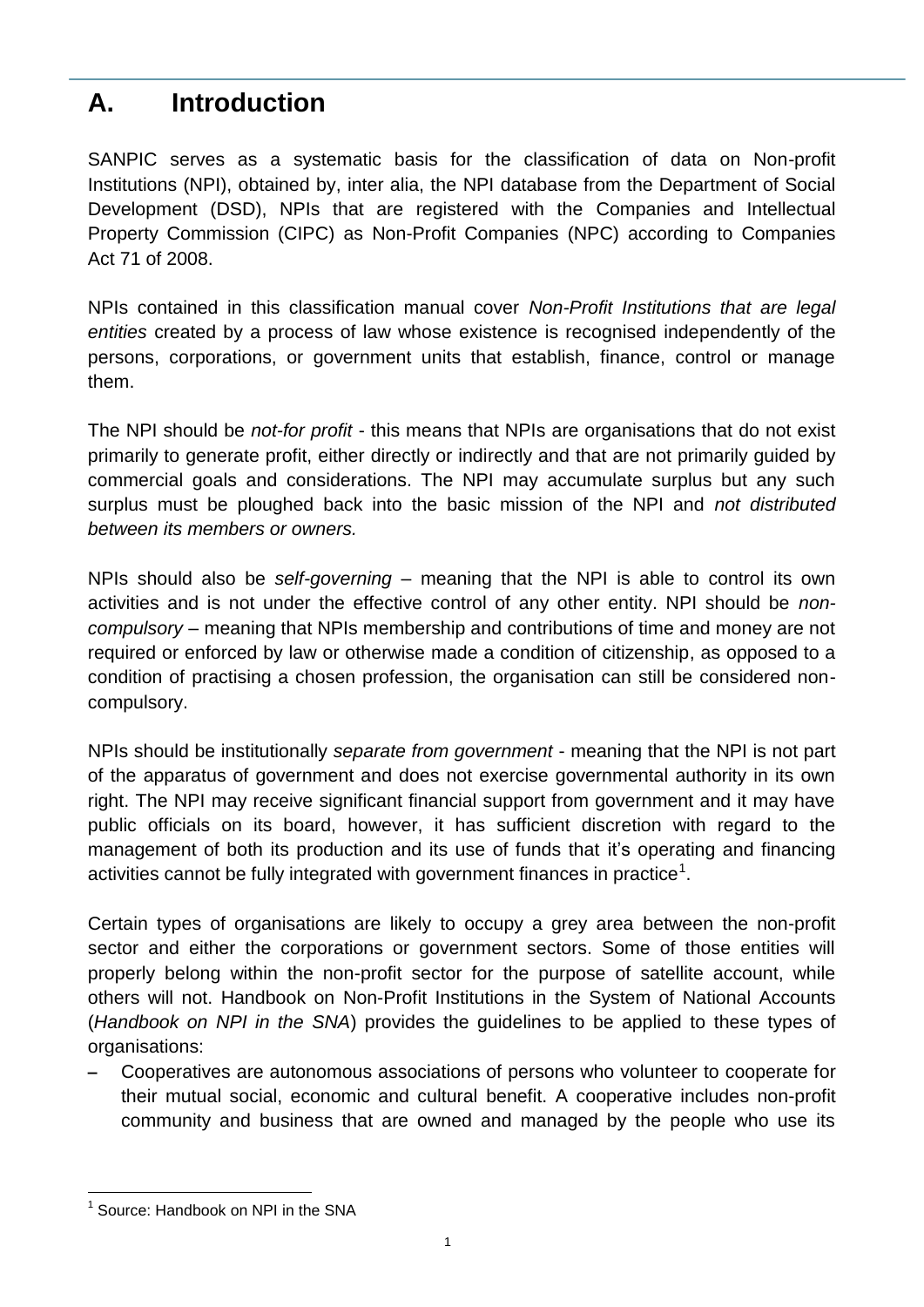## A. Introduction

SANPIC serves as a systematic basis for the classification of data on Non-profit Institutions (NPI), obtained by, inter alia, the NPI database from the Department of Social Development (DSD), NPIs that are registered with the Companies and Intellectual Property Commission (CIPC) as Non-Profit Companies (NPC) according to Companies Act 71 of 2008.

NPIs contained in this classification manual cover *Non-Profit Institutions that are legal entities* created by a process of law whose existence is recognised independently of the persons, corporations, or government units that establish, finance, control or manage them.

The NPI should be *not-for profit* - this means that NPIs are organisations that do not exist primarily to generate profit, either directly or indirectly and that are not primarily guided by commercial goals and considerations. The NPI may accumulate surplus but any such surplus must be ploughed back into the basic mission of the NPI and *not distributed between its members or owners.*

NPIs should also be *self-governing* – meaning that the NPI is able to control its own activities and is not under the effective control of any other entity. NPI should be *non-compulsory* – meaning that NPIs membership and contributions of time and money are not required or enforced by law or otherwise made a condition of citizenship, as opposed to a condition of practising a chosen profession, the organisation can still be considered non-compulsory.

NPIs should be institutionally *separate from government* - meaning that the NPI is not part of the apparatus of government and does not exercise governmental authority in its own right. The NPI may receive significant financial support from government and it may have public officials on its board, however, it has sufficient discretion with regard to the management of both its production and its use of funds that it's operating and financing activities cannot be fully integrated with government finances in practice[1].

Certain types of organisations are likely to occupy a grey area between the non-profit sector and either the corporations or government sectors. Some of those entities will properly belong within the non-profit sector for the purpose of satellite account, while others will not. Handbook on Non-Profit Institutions in the System of National Accounts (*Handbook on NPI in the SNA*) provides the guidelines to be applied to these types of organisations:

- Cooperatives are autonomous associations of persons who volunteer to cooperate for their mutual social, economic and cultural benefit. A cooperative includes non-profit community and business that are owned and managed by the people who use its

[1] Source: Handbook on NPI in the SNA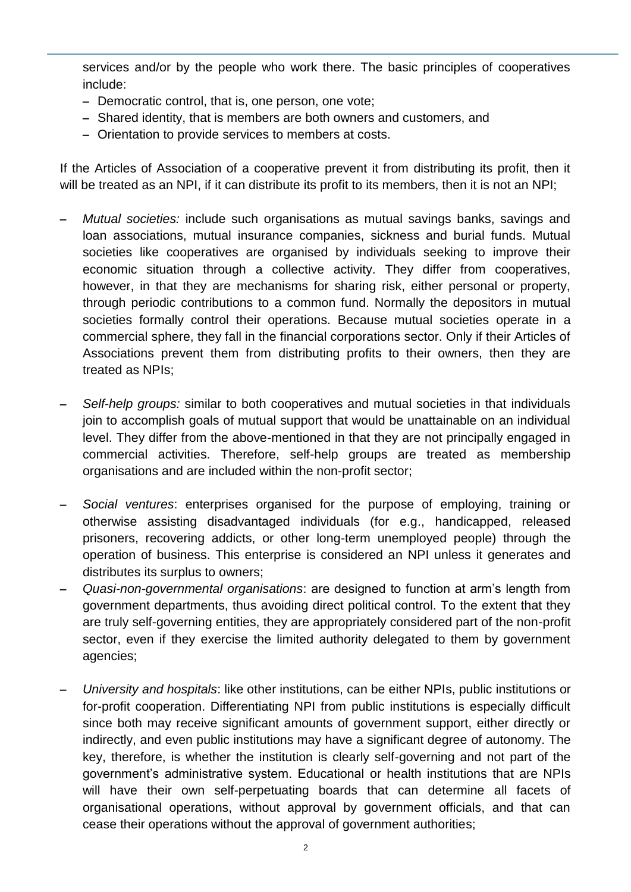services and/or by the people who work there. The basic principles of cooperatives include:

- Democratic control, that is, one person, one vote;
- Shared identity, that is members are both owners and customers, and
- Orientation to provide services to members at costs.

If the Articles of Association of a cooperative prevent it from distributing its profit, then it will be treated as an NPI, if it can distribute its profit to its members, then it is not an NPI;

- *Mutual societies:* include such organisations as mutual savings banks, savings and loan associations, mutual insurance companies, sickness and burial funds. Mutual societies like cooperatives are organised by individuals seeking to improve their economic situation through a collective activity. They differ from cooperatives, however, in that they are mechanisms for sharing risk, either personal or property, through periodic contributions to a common fund. Normally the depositors in mutual societies formally control their operations. Because mutual societies operate in a commercial sphere, they fall in the financial corporations sector. Only if their Articles of Associations prevent them from distributing profits to their owners, then they are treated as NPIs;

- *Self-help groups:* similar to both cooperatives and mutual societies in that individuals join to accomplish goals of mutual support that would be unattainable on an individual level. They differ from the above-mentioned in that they are not principally engaged in commercial activities. Therefore, self-help groups are treated as membership organisations and are included within the non-profit sector;

- *Social ventures*: enterprises organised for the purpose of employing, training or otherwise assisting disadvantaged individuals (for e.g., handicapped, released prisoners, recovering addicts, or other long-term unemployed people) through the operation of business. This enterprise is considered an NPI unless it generates and distributes its surplus to owners;
- *Quasi-non-governmental organisations*: are designed to function at arm's length from government departments, thus avoiding direct political control. To the extent that they are truly self-governing entities, they are appropriately considered part of the non-profit sector, even if they exercise the limited authority delegated to them by government agencies;

- *University and hospitals*: like other institutions, can be either NPIs, public institutions or for-profit cooperation. Differentiating NPI from public institutions is especially difficult since both may receive significant amounts of government support, either directly or indirectly, and even public institutions may have a significant degree of autonomy. The key, therefore, is whether the institution is clearly self-governing and not part of the government's administrative system. Educational or health institutions that are NPIs will have their own self-perpetuating boards that can determine all facets of organisational operations, without approval by government officials, and that can cease their operations without the approval of government authorities;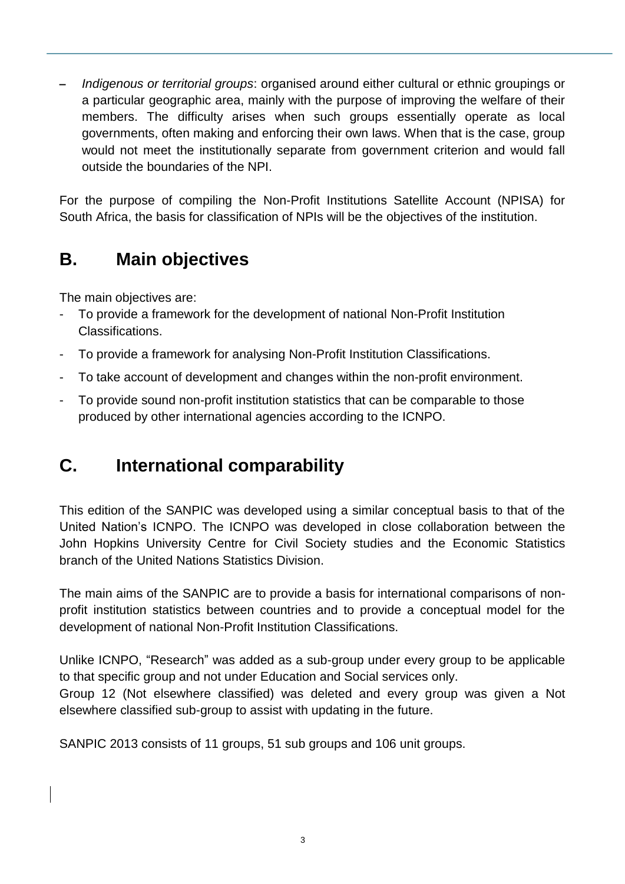- *Indigenous or territorial groups*: organised around either cultural or ethnic groupings or a particular geographic area, mainly with the purpose of improving the welfare of their members. The difficulty arises when such groups essentially operate as local governments, often making and enforcing their own laws. When that is the case, group would not meet the institutionally separate from government criterion and would fall outside the boundaries of the NPI.

For the purpose of compiling the Non-Profit Institutions Satellite Account (NPISA) for South Africa, the basis for classification of NPIs will be the objectives of the institution.

## B. Main objectives

The main objectives are:

- To provide a framework for the development of national Non-Profit Institution Classifications.
- To provide a framework for analysing Non-Profit Institution Classifications.
- To take account of development and changes within the non-profit environment.
- To provide sound non-profit institution statistics that can be comparable to those produced by other international agencies according to the ICNPO.

## C. International comparability

This edition of the SANPIC was developed using a similar conceptual basis to that of the United Nation's ICNPO. The ICNPO was developed in close collaboration between the John Hopkins University Centre for Civil Society studies and the Economic Statistics branch of the United Nations Statistics Division.

The main aims of the SANPIC are to provide a basis for international comparisons of non-profit institution statistics between countries and to provide a conceptual model for the development of national Non-Profit Institution Classifications.

Unlike ICNPO, "Research" was added as a sub-group under every group to be applicable to that specific group and not under Education and Social services only.
Group 12 (Not elsewhere classified) was deleted and every group was given a Not elsewhere classified sub-group to assist with updating in the future.

SANPIC 2013 consists of 11 groups, 51 sub groups and 106 unit groups.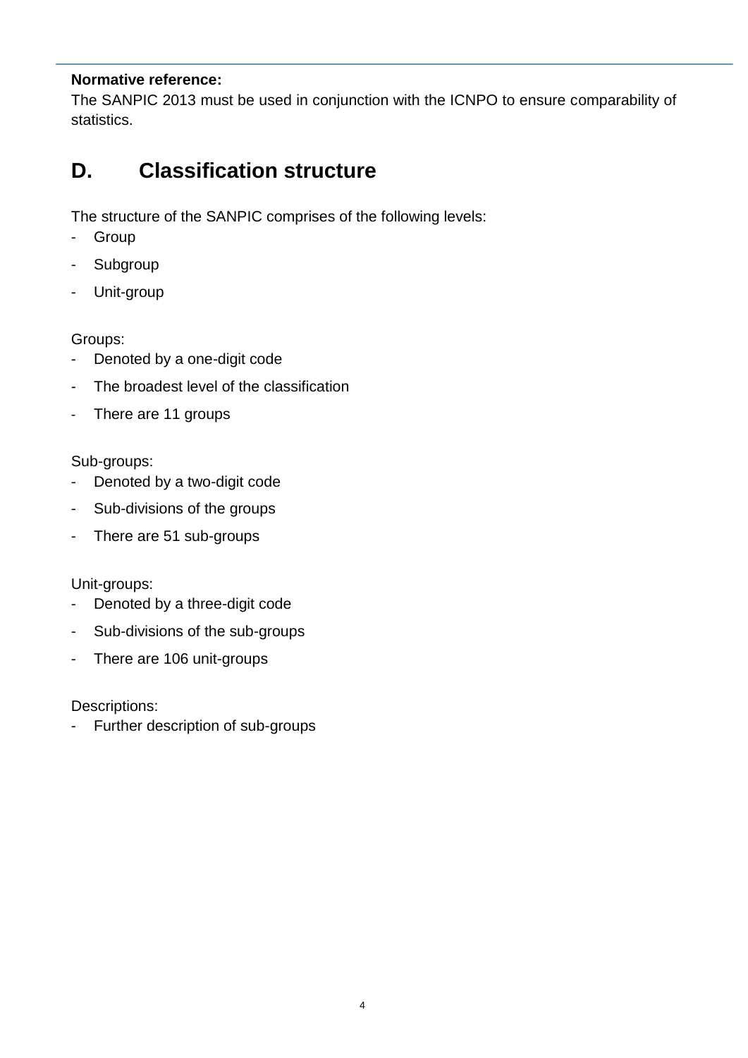**Normative reference:**
The SANPIC 2013 must be used in conjunction with the ICNPO to ensure comparability of statistics.

## D. Classification structure

The structure of the SANPIC comprises of the following levels:

- Group
- Subgroup
- Unit-group

Groups:

- Denoted by a one-digit code
- The broadest level of the classification
- There are 11 groups

Sub-groups:

- Denoted by a two-digit code
- Sub-divisions of the groups
- There are 51 sub-groups

Unit-groups:

- Denoted by a three-digit code
- Sub-divisions of the sub-groups
- There are 106 unit-groups

Descriptions:

- Further description of sub-groups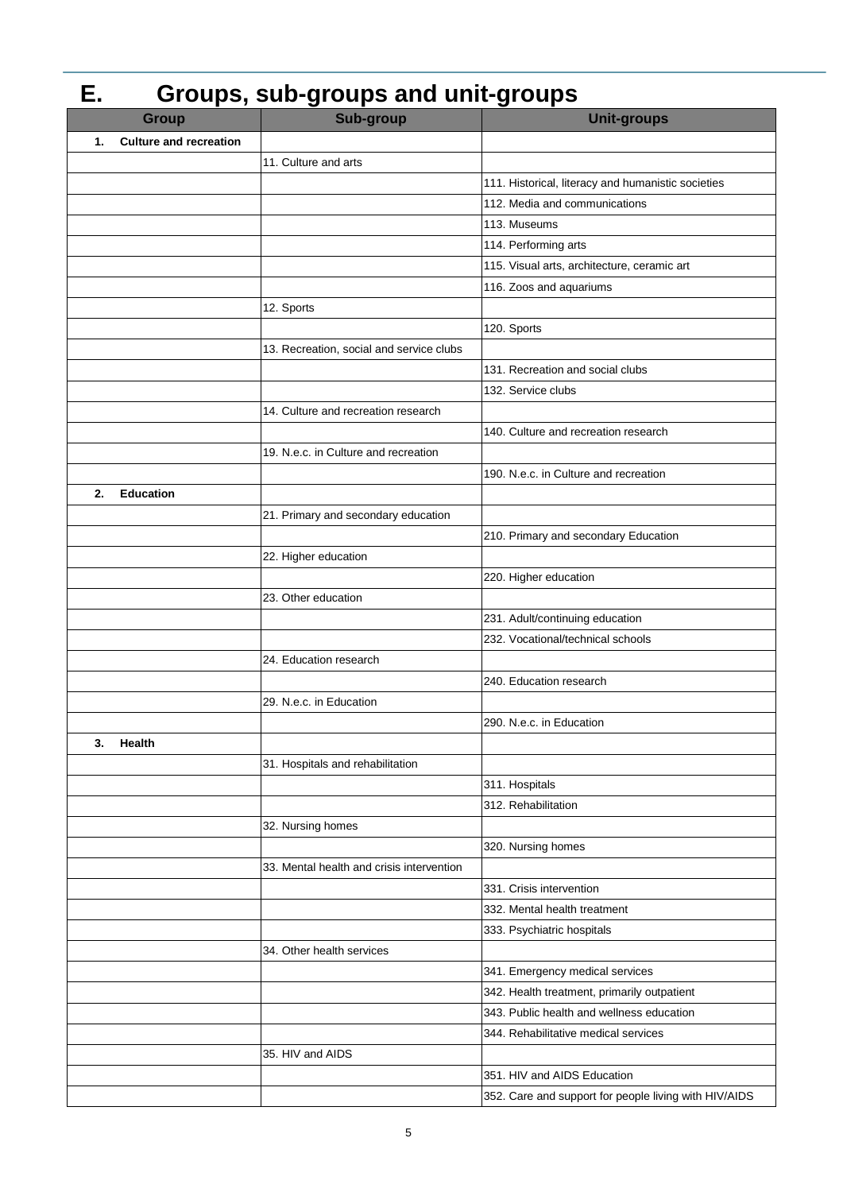# E. Groups, sub-groups and unit-groups

| Group | Sub-group | Unit-groups |
|---|---|---|
| **1. Culture and recreation** | | |
| | 11. Culture and arts | |
| | | 111. Historical, literacy and humanistic societies |
| | | 112. Media and communications |
| | | 113. Museums |
| | | 114. Performing arts |
| | | 115. Visual arts, architecture, ceramic art |
| | | 116. Zoos and aquariums |
| | 12. Sports | |
| | | 120. Sports |
| | 13. Recreation, social and service clubs | |
| | | 131. Recreation and social clubs |
| | | 132. Service clubs |
| | 14. Culture and recreation research | |
| | | 140. Culture and recreation research |
| | 19. N.e.c. in Culture and recreation | |
| | | 190. N.e.c. in Culture and recreation |
| **2. Education** | | |
| | 21. Primary and secondary education | |
| | | 210. Primary and secondary Education |
| | 22. Higher education | |
| | | 220. Higher education |
| | 23. Other education | |
| | | 231. Adult/continuing education |
| | | 232. Vocational/technical schools |
| | 24. Education research | |
| | | 240. Education research |
| | 29. N.e.c. in Education | |
| | | 290. N.e.c. in Education |
| **3. Health** | | |
| | 31. Hospitals and rehabilitation | |
| | | 311. Hospitals |
| | | 312. Rehabilitation |
| | 32. Nursing homes | |
| | | 320. Nursing homes |
| | 33. Mental health and crisis intervention | |
| | | 331. Crisis intervention |
| | | 332. Mental health treatment |
| | | 333. Psychiatric hospitals |
| | 34. Other health services | |
| | | 341. Emergency medical services |
| | | 342. Health treatment, primarily outpatient |
| | | 343. Public health and wellness education |
| | | 344. Rehabilitative medical services |
| | 35. HIV and AIDS | |
| | | 351. HIV and AIDS Education |
| | | 352. Care and support for people living with HIV/AIDS |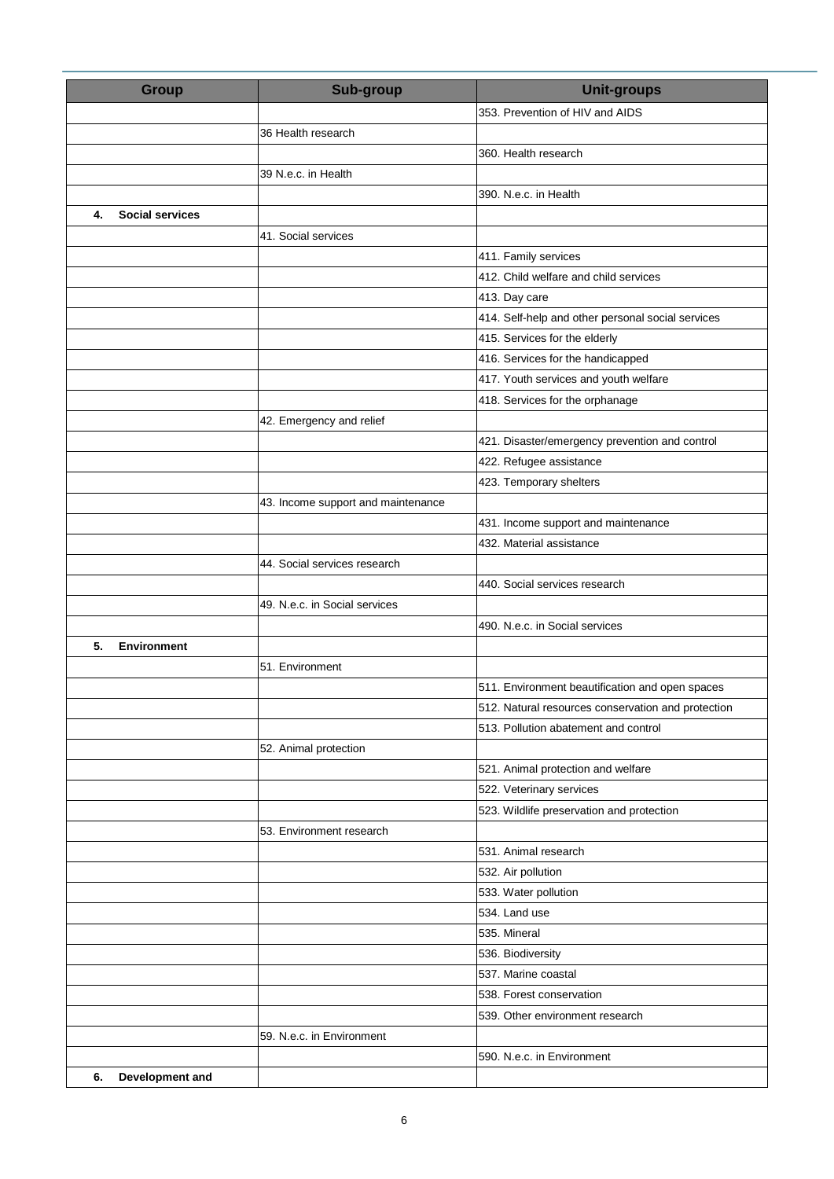| Group | Sub-group | Unit-groups |
|---|---|---|
| | | 353. Prevention of HIV and AIDS |
| | 36 Health research | |
| | | 360. Health research |
| | 39 N.e.c. in Health | |
| | | 390. N.e.c. in Health |
| **4. Social services** | | |
| | 41. Social services | |
| | | 411. Family services |
| | | 412. Child welfare and child services |
| | | 413. Day care |
| | | 414. Self-help and other personal social services |
| | | 415. Services for the elderly |
| | | 416. Services for the handicapped |
| | | 417. Youth services and youth welfare |
| | | 418. Services for the orphanage |
| | 42. Emergency and relief | |
| | | 421. Disaster/emergency prevention and control |
| | | 422. Refugee assistance |
| | | 423. Temporary shelters |
| | 43. Income support and maintenance | |
| | | 431. Income support and maintenance |
| | | 432. Material assistance |
| | 44. Social services research | |
| | | 440. Social services research |
| | 49. N.e.c. in Social services | |
| | | 490. N.e.c. in Social services |
| **5. Environment** | | |
| | 51. Environment | |
| | | 511. Environment beautification and open spaces |
| | | 512. Natural resources conservation and protection |
| | | 513. Pollution abatement and control |
| | 52. Animal protection | |
| | | 521. Animal protection and welfare |
| | | 522. Veterinary services |
| | | 523. Wildlife preservation and protection |
| | 53. Environment research | |
| | | 531. Animal research |
| | | 532. Air pollution |
| | | 533. Water pollution |
| | | 534. Land use |
| | | 535. Mineral |
| | | 536. Biodiversity |
| | | 537. Marine coastal |
| | | 538. Forest conservation |
| | | 539. Other environment research |
| | 59. N.e.c. in Environment | |
| | | 590. N.e.c. in Environment |
| **6. Development and** | | |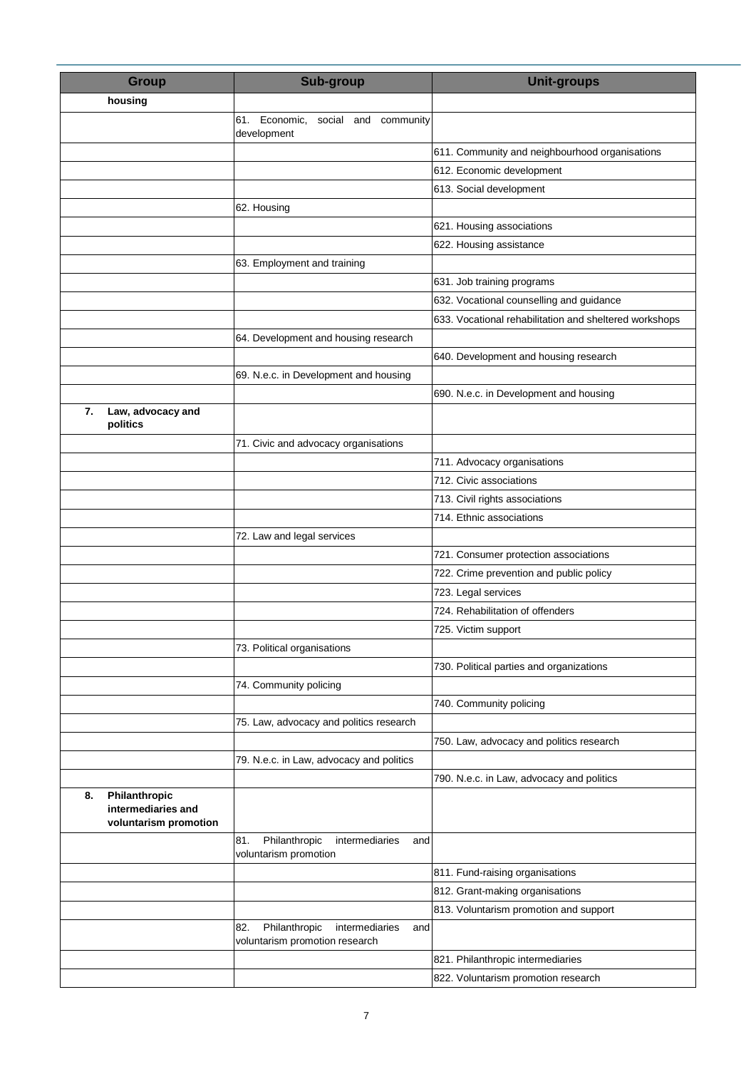| Group | Sub-group | Unit-groups |
|---|---|---|
| **housing** | | |
| | 61. Economic, social and community development | |
| | | 611. Community and neighbourhood organisations |
| | | 612. Economic development |
| | | 613. Social development |
| | 62. Housing | |
| | | 621. Housing associations |
| | | 622. Housing assistance |
| | 63. Employment and training | |
| | | 631. Job training programs |
| | | 632. Vocational counselling and guidance |
| | | 633. Vocational rehabilitation and sheltered workshops |
| | 64. Development and housing research | |
| | | 640. Development and housing research |
| | 69. N.e.c. in Development and housing | |
| | | 690. N.e.c. in Development and housing |
| **7. Law, advocacy and politics** | | |
| | 71. Civic and advocacy organisations | |
| | | 711. Advocacy organisations |
| | | 712. Civic associations |
| | | 713. Civil rights associations |
| | | 714. Ethnic associations |
| | 72. Law and legal services | |
| | | 721. Consumer protection associations |
| | | 722. Crime prevention and public policy |
| | | 723. Legal services |
| | | 724. Rehabilitation of offenders |
| | | 725. Victim support |
| | 73. Political organisations | |
| | | 730. Political parties and organizations |
| | 74. Community policing | |
| | | 740. Community policing |
| | 75. Law, advocacy and politics research | |
| | | 750. Law, advocacy and politics research |
| | 79. N.e.c. in Law, advocacy and politics | |
| | | 790. N.e.c. in Law, advocacy and politics |
| **8. Philanthropic intermediaries and voluntarism promotion** | | |
| | 81. Philanthropic intermediaries and voluntarism promotion | |
| | | 811. Fund-raising organisations |
| | | 812. Grant-making organisations |
| | | 813. Voluntarism promotion and support |
| | 82. Philanthropic intermediaries and voluntarism promotion research | |
| | | 821. Philanthropic intermediaries |
| | | 822. Voluntarism promotion research |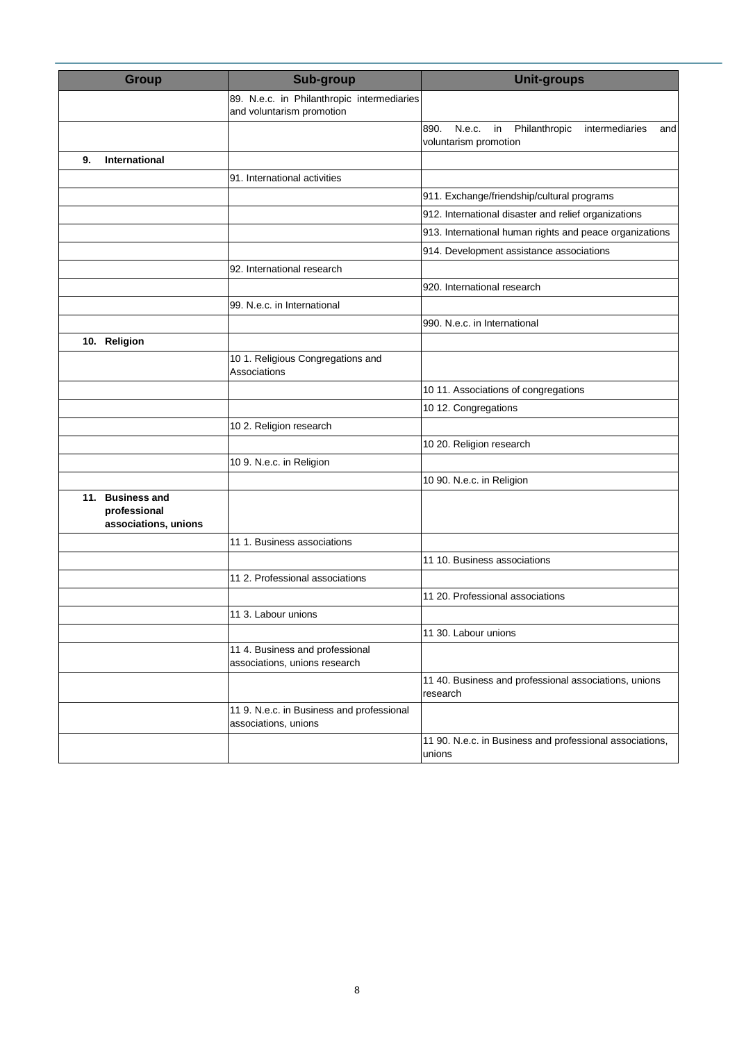| Group | Sub-group | Unit-groups |
|---|---|---|
| | 89. N.e.c. in Philanthropic intermediaries and voluntarism promotion | |
| | | 890. N.e.c. in Philanthropic intermediaries and voluntarism promotion |
| **9. International** | | |
| | 91. International activities | |
| | | 911. Exchange/friendship/cultural programs |
| | | 912. International disaster and relief organizations |
| | | 913. International human rights and peace organizations |
| | | 914. Development assistance associations |
| | 92. International research | |
| | | 920. International research |
| | 99. N.e.c. in International | |
| | | 990. N.e.c. in International |
| **10. Religion** | | |
| | 10 1. Religious Congregations and Associations | |
| | | 10 11. Associations of congregations |
| | | 10 12. Congregations |
| | 10 2. Religion research | |
| | | 10 20. Religion research |
| | 10 9. N.e.c. in Religion | |
| | | 10 90. N.e.c. in Religion |
| **11. Business and professional associations, unions** | | |
| | 11 1. Business associations | |
| | | 11 10. Business associations |
| | 11 2. Professional associations | |
| | | 11 20. Professional associations |
| | 11 3. Labour unions | |
| | | 11 30. Labour unions |
| | 11 4. Business and professional associations, unions research | |
| | | 11 40. Business and professional associations, unions research |
| | 11 9. N.e.c. in Business and professional associations, unions | |
| | | 11 90. N.e.c. in Business and professional associations, unions |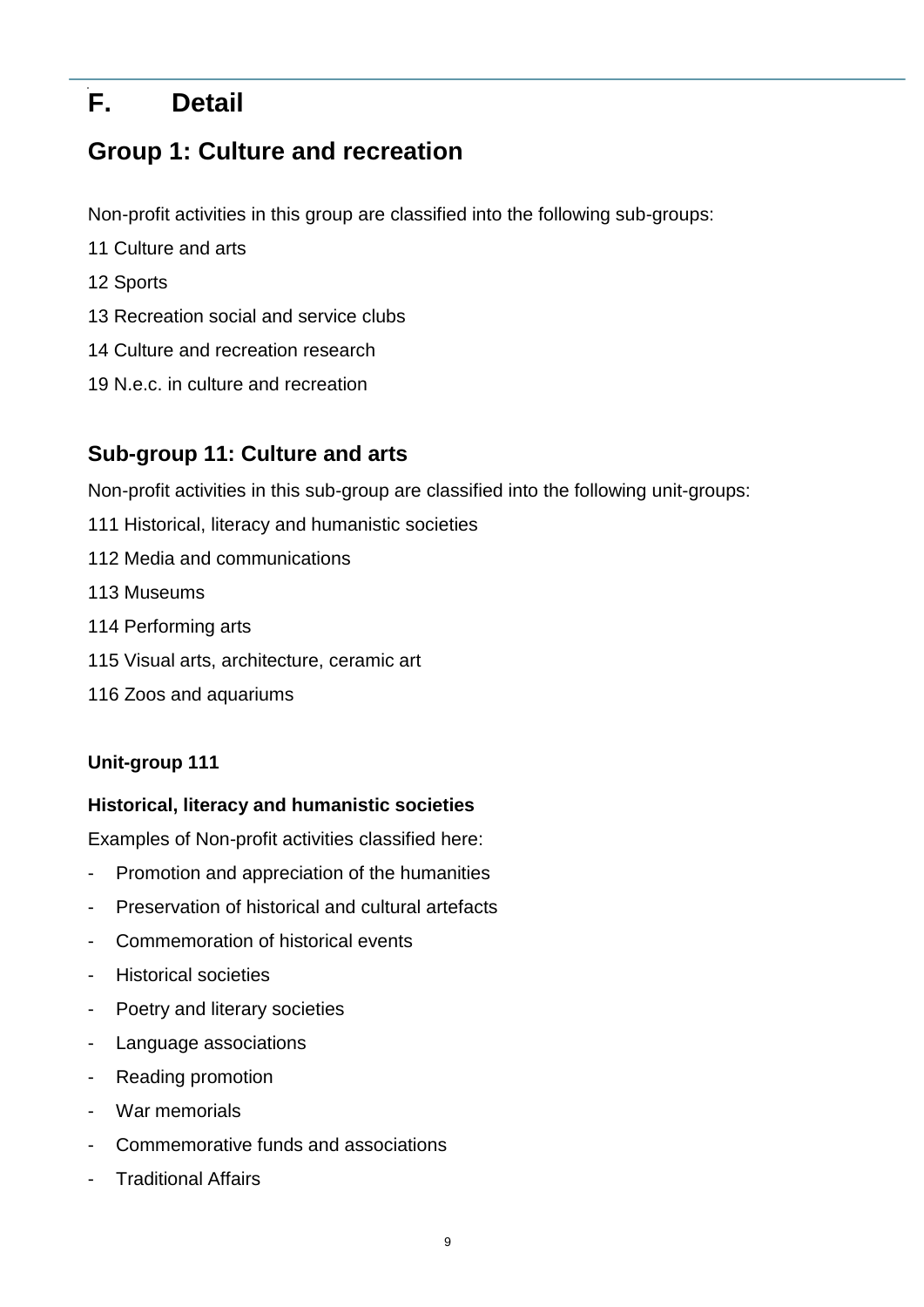# F. Detail

## Group 1: Culture and recreation

Non-profit activities in this group are classified into the following sub-groups:

11 Culture and arts

12 Sports

13 Recreation social and service clubs

14 Culture and recreation research

19 N.e.c. in culture and recreation

## Sub-group 11: Culture and arts

Non-profit activities in this sub-group are classified into the following unit-groups:

111 Historical, literacy and humanistic societies

112 Media and communications

113 Museums

114 Performing arts

115 Visual arts, architecture, ceramic art

116 Zoos and aquariums

**Unit-group 111**

**Historical, literacy and humanistic societies**

Examples of Non-profit activities classified here:

- Promotion and appreciation of the humanities
- Preservation of historical and cultural artefacts
- Commemoration of historical events
- Historical societies
- Poetry and literary societies
- Language associations
- Reading promotion
- War memorials
- Commemorative funds and associations
- Traditional Affairs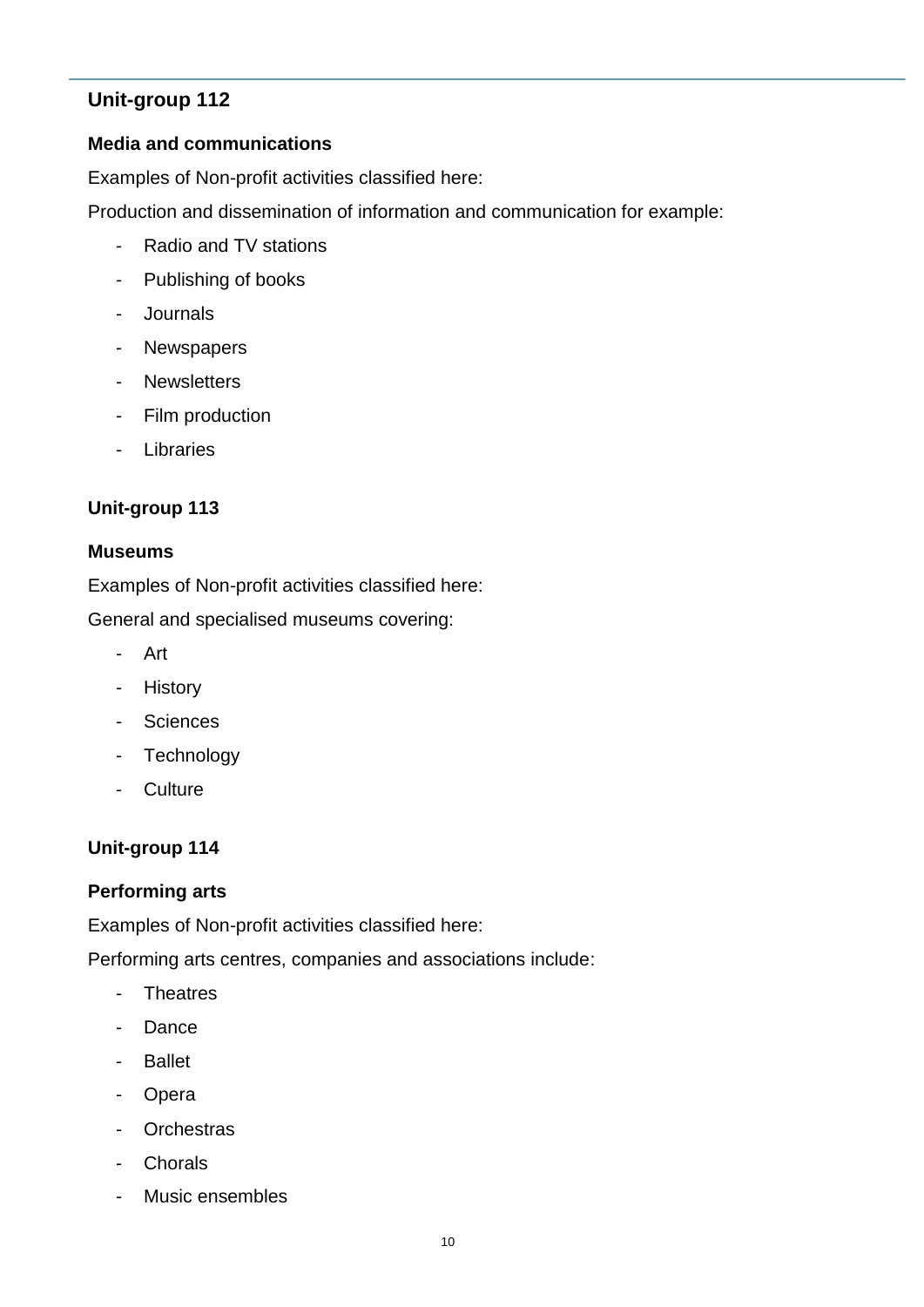## Unit-group 112

### Media and communications

Examples of Non-profit activities classified here:

Production and dissemination of information and communication for example:

- Radio and TV stations
- Publishing of books
- Journals
- Newspapers
- Newsletters
- Film production
- Libraries

## Unit-group 113

### Museums

Examples of Non-profit activities classified here:

General and specialised museums covering:

- Art
- History
- Sciences
- Technology
- Culture

## Unit-group 114

### Performing arts

Examples of Non-profit activities classified here:

Performing arts centres, companies and associations include:

- Theatres
- Dance
- Ballet
- Opera
- Orchestras
- Chorals
- Music ensembles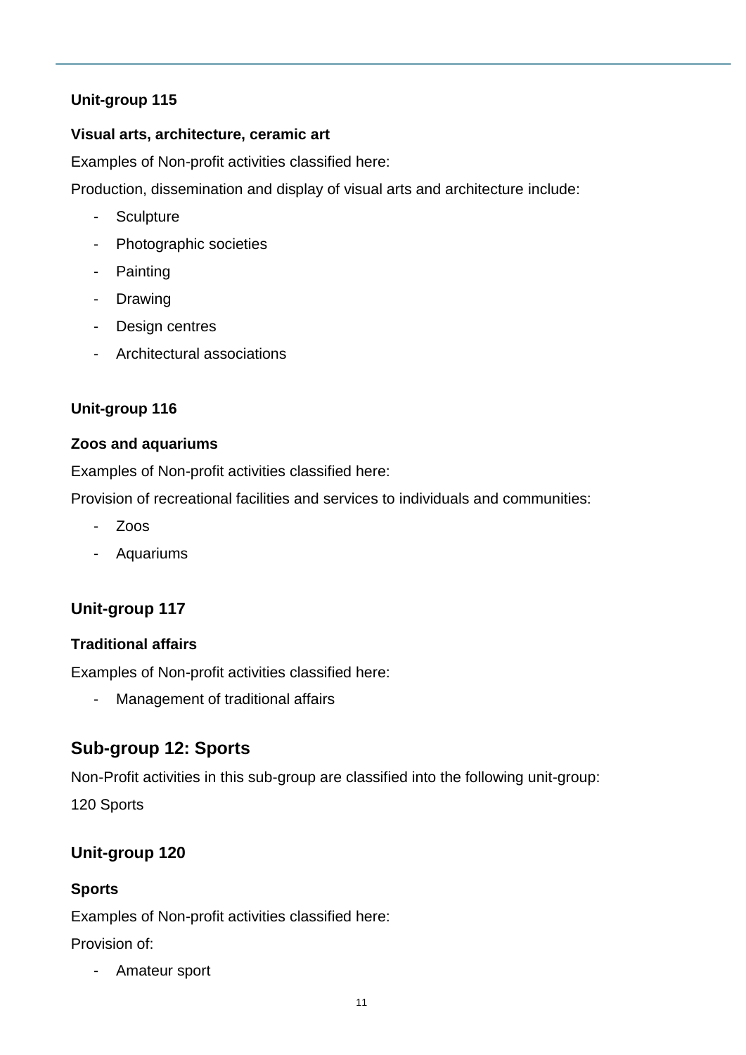### Unit-group 115

**Visual arts, architecture, ceramic art**

Examples of Non-profit activities classified here:

Production, dissemination and display of visual arts and architecture include:

- Sculpture
- Photographic societies
- Painting
- Drawing
- Design centres
- Architectural associations

### Unit-group 116

**Zoos and aquariums**

Examples of Non-profit activities classified here:

Provision of recreational facilities and services to individuals and communities:

- Zoos
- Aquariums

### Unit-group 117

**Traditional affairs**

Examples of Non-profit activities classified here:

- Management of traditional affairs

## Sub-group 12: Sports

Non-Profit activities in this sub-group are classified into the following unit-group:

120 Sports

### Unit-group 120

**Sports**

Examples of Non-profit activities classified here:

Provision of:

- Amateur sport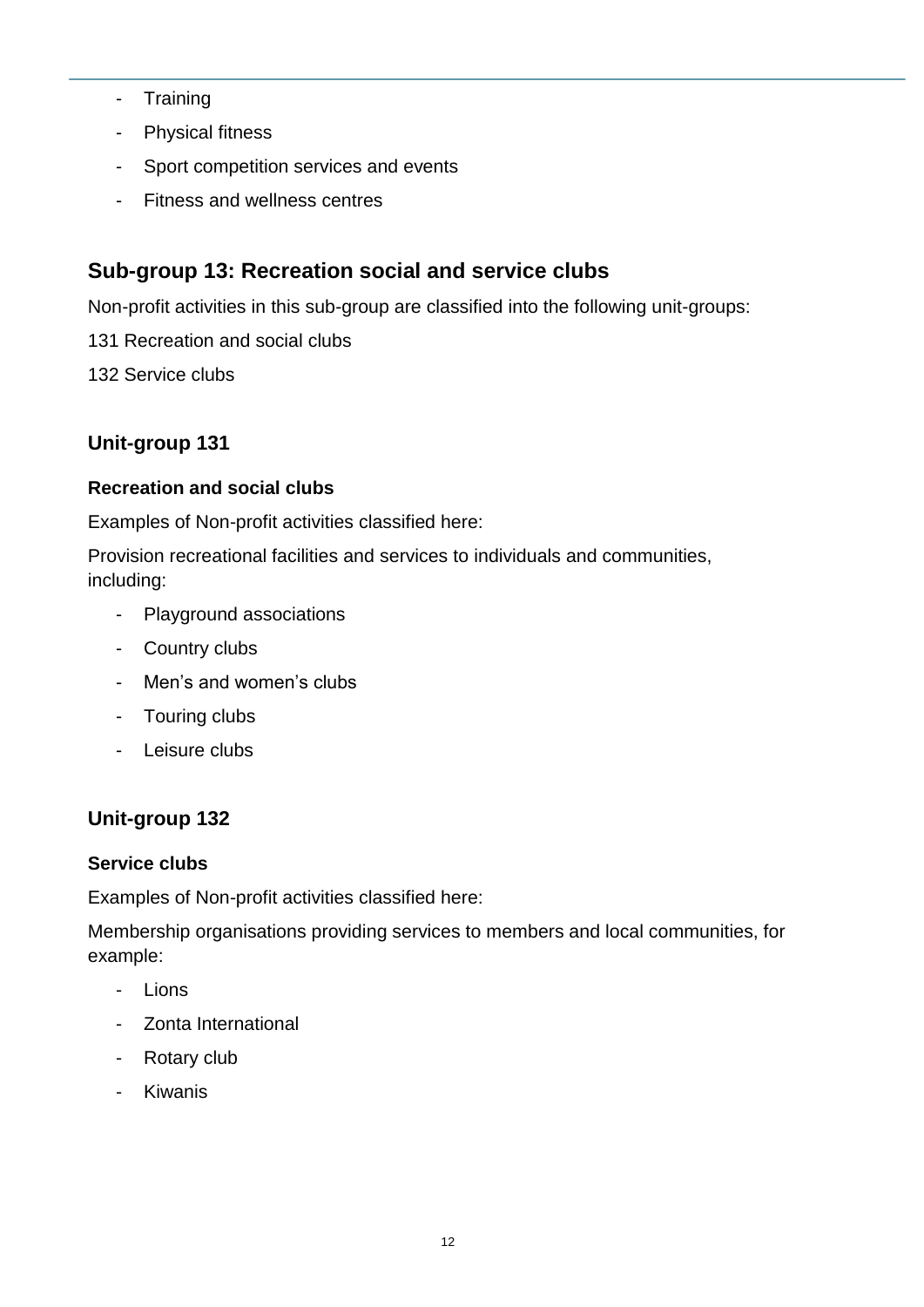- Training
- Physical fitness
- Sport competition services and events
- Fitness and wellness centres

## Sub-group 13: Recreation social and service clubs

Non-profit activities in this sub-group are classified into the following unit-groups:

131 Recreation and social clubs

132 Service clubs

### Unit-group 131

#### Recreation and social clubs

Examples of Non-profit activities classified here:

Provision recreational facilities and services to individuals and communities, including:

- Playground associations
- Country clubs
- Men's and women's clubs
- Touring clubs
- Leisure clubs

### Unit-group 132

#### Service clubs

Examples of Non-profit activities classified here:

Membership organisations providing services to members and local communities, for example:

- Lions
- Zonta International
- Rotary club
- Kiwanis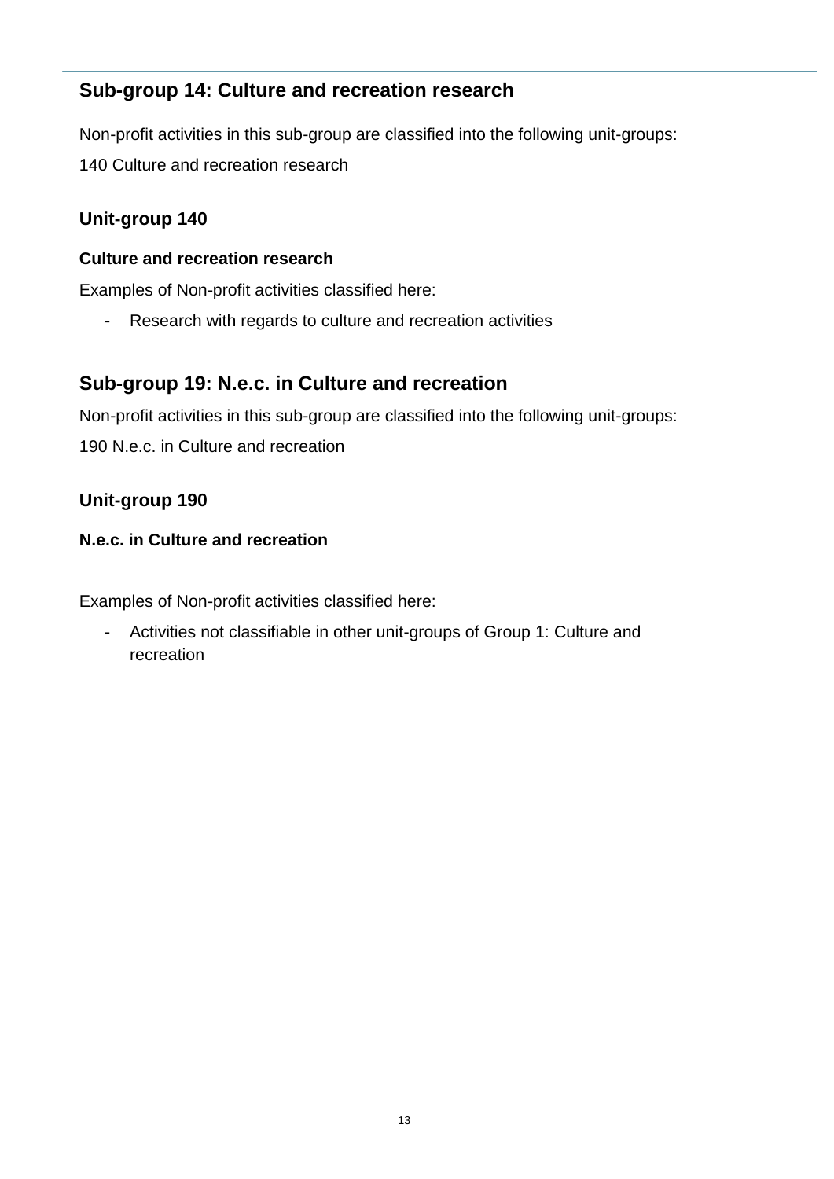## Sub-group 14: Culture and recreation research

Non-profit activities in this sub-group are classified into the following unit-groups:

140 Culture and recreation research

### Unit-group 140

**Culture and recreation research**

Examples of Non-profit activities classified here:

- Research with regards to culture and recreation activities

## Sub-group 19: N.e.c. in Culture and recreation

Non-profit activities in this sub-group are classified into the following unit-groups:

190 N.e.c. in Culture and recreation

### Unit-group 190

**N.e.c. in Culture and recreation**

Examples of Non-profit activities classified here:

- Activities not classifiable in other unit-groups of Group 1: Culture and recreation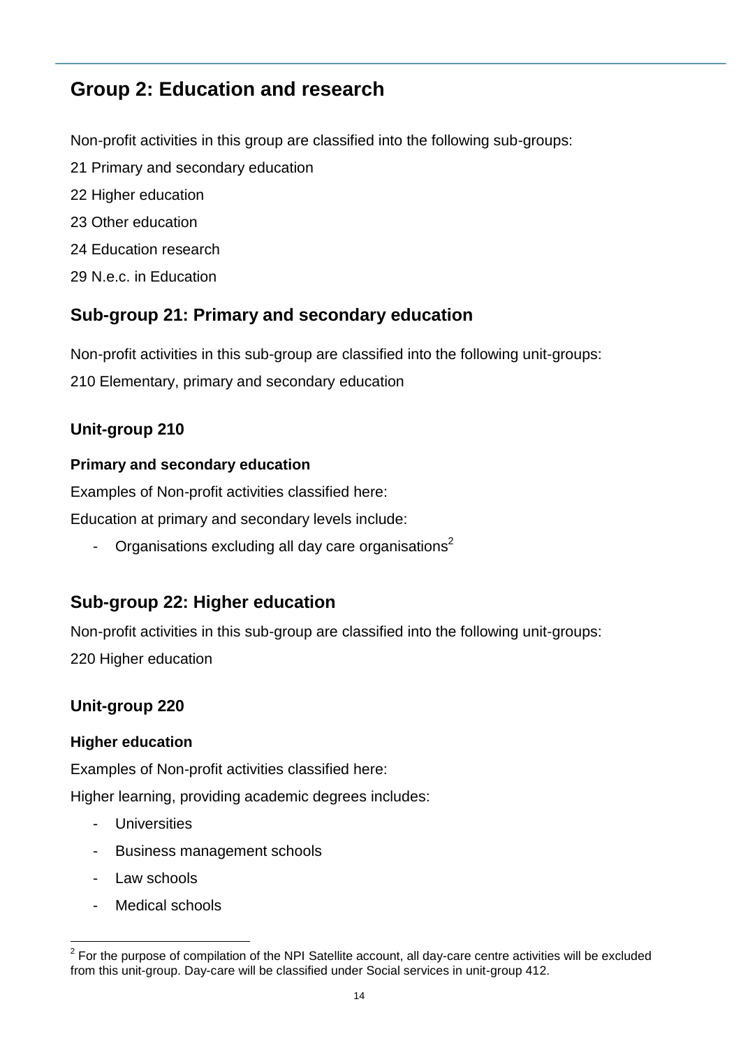## Group 2: Education and research

Non-profit activities in this group are classified into the following sub-groups:

21 Primary and secondary education

22 Higher education

23 Other education

24 Education research

29 N.e.c. in Education

## Sub-group 21: Primary and secondary education

Non-profit activities in this sub-group are classified into the following unit-groups:

210 Elementary, primary and secondary education

### Unit-group 210

#### Primary and secondary education

Examples of Non-profit activities classified here:

Education at primary and secondary levels include:

- Organisations excluding all day care organisations[2]

## Sub-group 22: Higher education

Non-profit activities in this sub-group are classified into the following unit-groups:

220 Higher education

### Unit-group 220

#### Higher education

Examples of Non-profit activities classified here:

Higher learning, providing academic degrees includes:

- Universities
- Business management schools
- Law schools
- Medical schools

[2] For the purpose of compilation of the NPI Satellite account, all day-care centre activities will be excluded from this unit-group. Day-care will be classified under Social services in unit-group 412.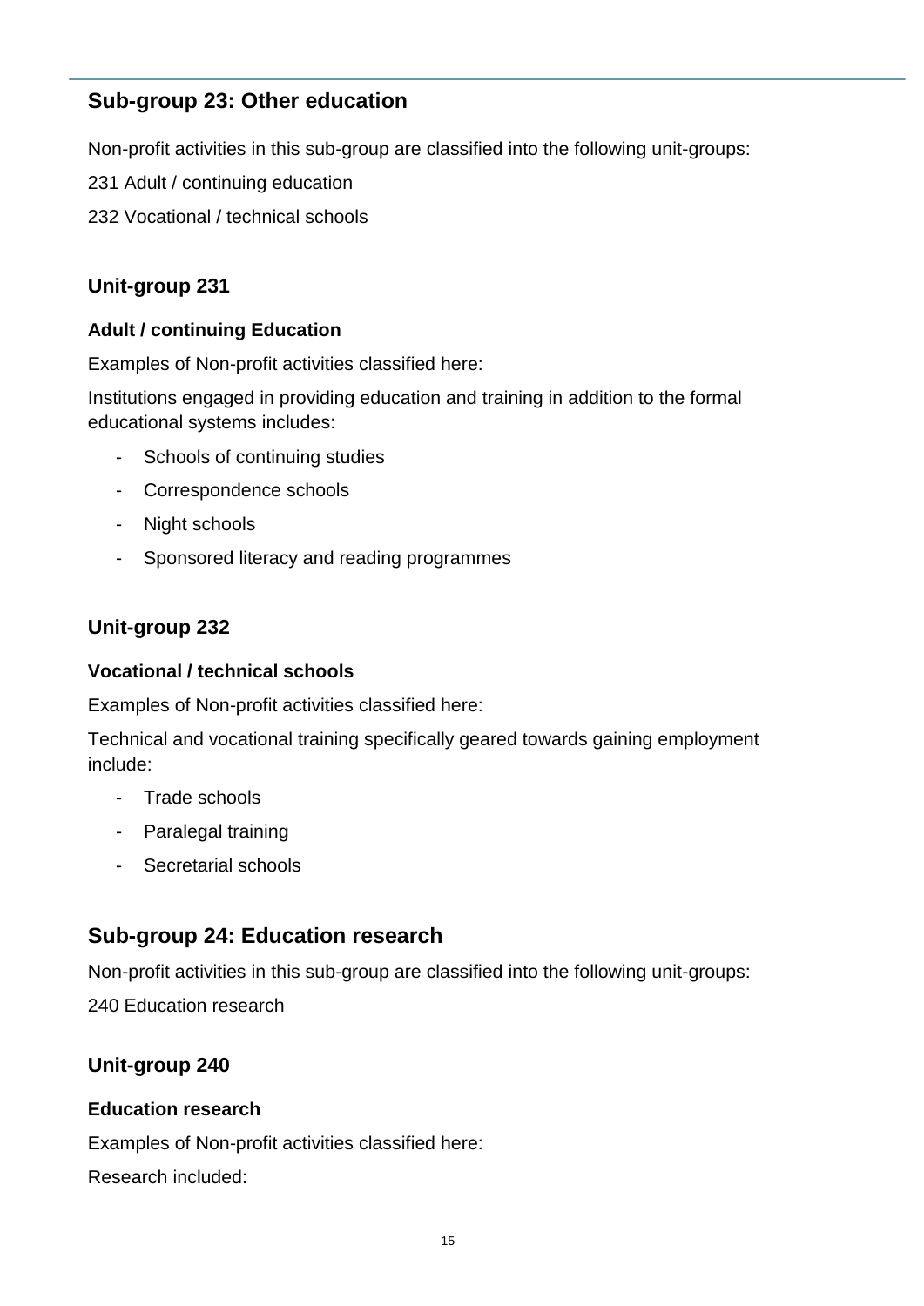## Sub-group 23: Other education

Non-profit activities in this sub-group are classified into the following unit-groups:

231 Adult / continuing education

232 Vocational / technical schools

### Unit-group 231

#### Adult / continuing Education

Examples of Non-profit activities classified here:

Institutions engaged in providing education and training in addition to the formal educational systems includes:

- Schools of continuing studies
- Correspondence schools
- Night schools
- Sponsored literacy and reading programmes

### Unit-group 232

#### Vocational / technical schools

Examples of Non-profit activities classified here:

Technical and vocational training specifically geared towards gaining employment include:

- Trade schools
- Paralegal training
- Secretarial schools

## Sub-group 24: Education research

Non-profit activities in this sub-group are classified into the following unit-groups:

240 Education research

### Unit-group 240

#### Education research

Examples of Non-profit activities classified here:

Research included: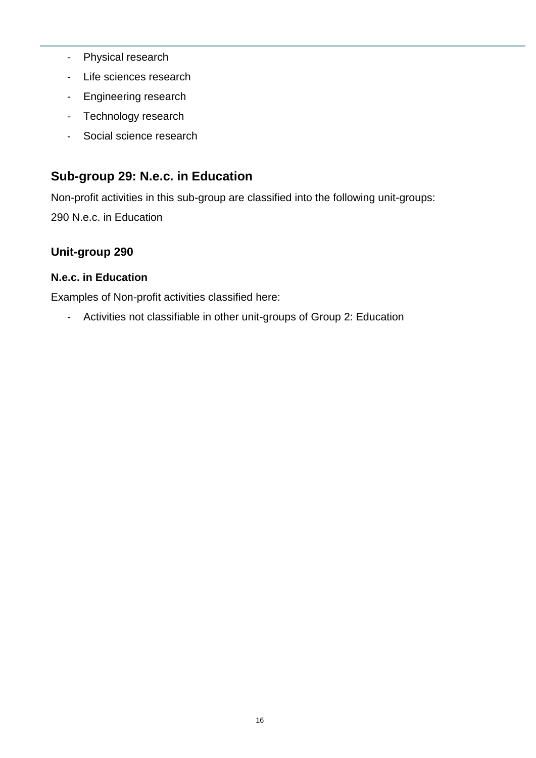- Physical research
- Life sciences research
- Engineering research
- Technology research
- Social science research

## Sub-group 29: N.e.c. in Education

Non-profit activities in this sub-group are classified into the following unit-groups:

290 N.e.c. in Education

### Unit-group 290

#### N.e.c. in Education

Examples of Non-profit activities classified here:

- Activities not classifiable in other unit-groups of Group 2: Education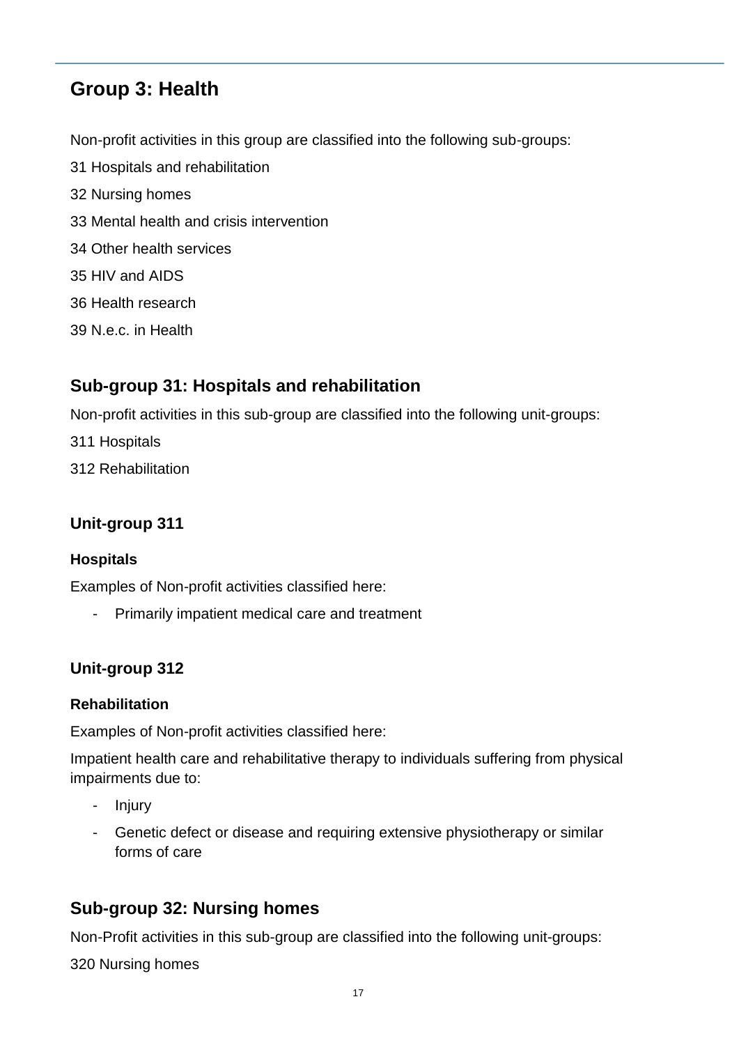## Group 3: Health

Non-profit activities in this group are classified into the following sub-groups:

31 Hospitals and rehabilitation

32 Nursing homes

33 Mental health and crisis intervention

34 Other health services

35 HIV and AIDS

36 Health research

39 N.e.c. in Health

### Sub-group 31: Hospitals and rehabilitation

Non-profit activities in this sub-group are classified into the following unit-groups:

311 Hospitals

312 Rehabilitation

#### Unit-group 311

**Hospitals**

Examples of Non-profit activities classified here:

- Primarily impatient medical care and treatment

#### Unit-group 312

**Rehabilitation**

Examples of Non-profit activities classified here:

Impatient health care and rehabilitative therapy to individuals suffering from physical impairments due to:

- Injury
- Genetic defect or disease and requiring extensive physiotherapy or similar forms of care

### Sub-group 32: Nursing homes

Non-Profit activities in this sub-group are classified into the following unit-groups:

320 Nursing homes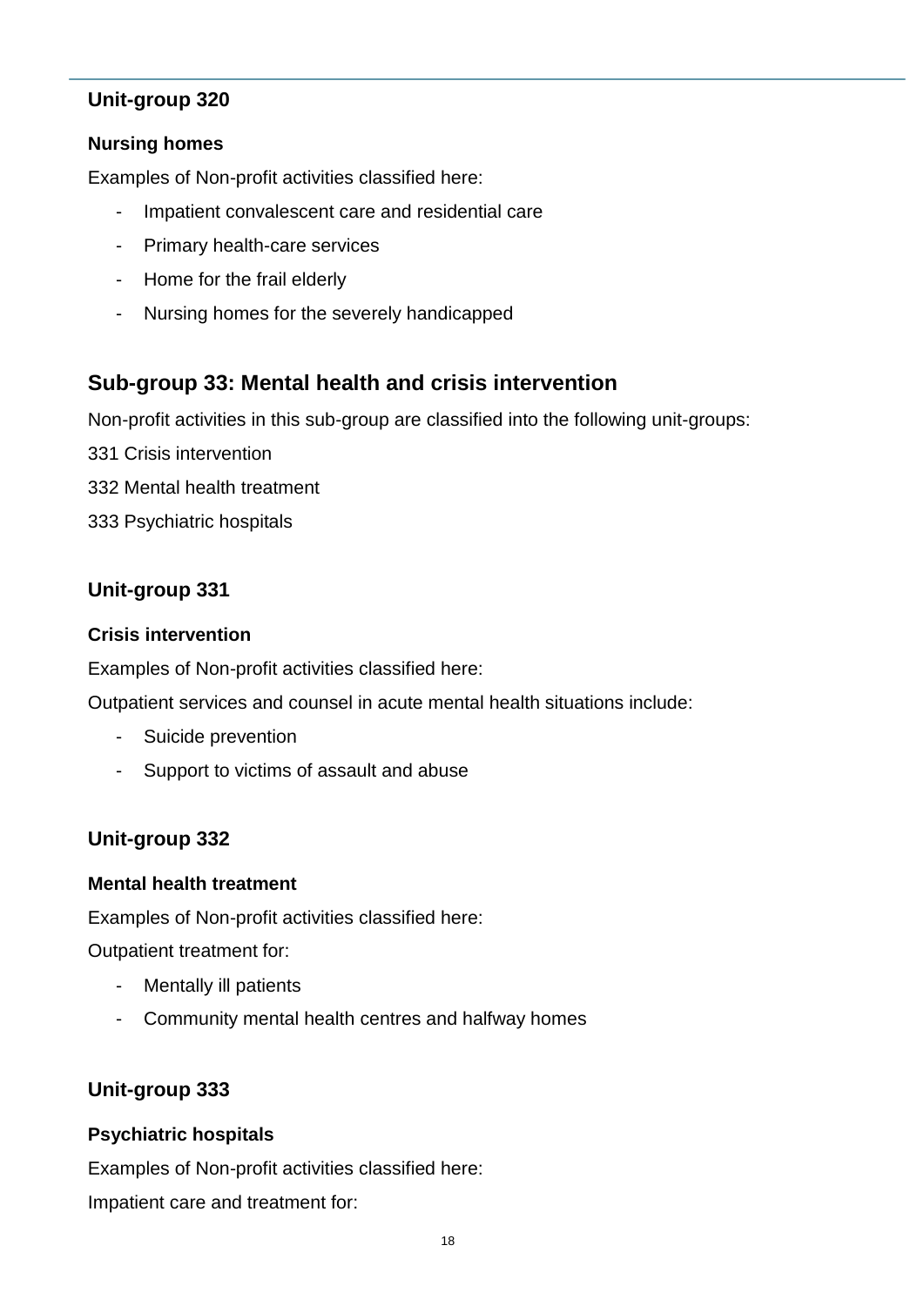### Unit-group 320

**Nursing homes**

Examples of Non-profit activities classified here:

- Impatient convalescent care and residential care
- Primary health-care services
- Home for the frail elderly
- Nursing homes for the severely handicapped

## Sub-group 33: Mental health and crisis intervention

Non-profit activities in this sub-group are classified into the following unit-groups:

331 Crisis intervention

332 Mental health treatment

333 Psychiatric hospitals

### Unit-group 331

**Crisis intervention**

Examples of Non-profit activities classified here:

Outpatient services and counsel in acute mental health situations include:

- Suicide prevention
- Support to victims of assault and abuse

### Unit-group 332

**Mental health treatment**

Examples of Non-profit activities classified here:

Outpatient treatment for:

- Mentally ill patients
- Community mental health centres and halfway homes

### Unit-group 333

**Psychiatric hospitals**

Examples of Non-profit activities classified here:

Impatient care and treatment for: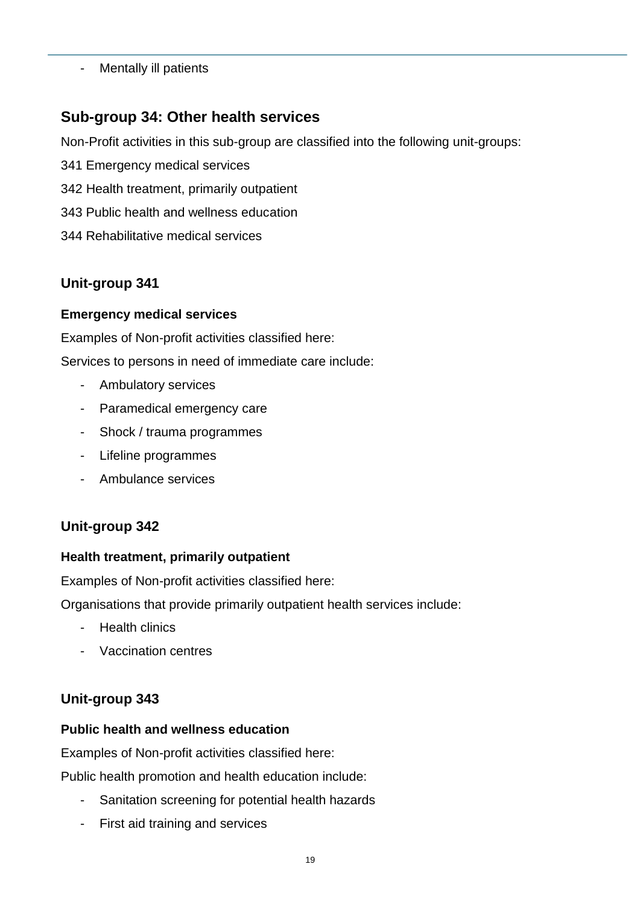- Mentally ill patients

## Sub-group 34: Other health services

Non-Profit activities in this sub-group are classified into the following unit-groups:

341 Emergency medical services

342 Health treatment, primarily outpatient

343 Public health and wellness education

344 Rehabilitative medical services

### Unit-group 341

**Emergency medical services**

Examples of Non-profit activities classified here:

Services to persons in need of immediate care include:

- Ambulatory services
- Paramedical emergency care
- Shock / trauma programmes
- Lifeline programmes
- Ambulance services

### Unit-group 342

**Health treatment, primarily outpatient**

Examples of Non-profit activities classified here:

Organisations that provide primarily outpatient health services include:

- Health clinics
- Vaccination centres

### Unit-group 343

**Public health and wellness education**

Examples of Non-profit activities classified here:

Public health promotion and health education include:

- Sanitation screening for potential health hazards
- First aid training and services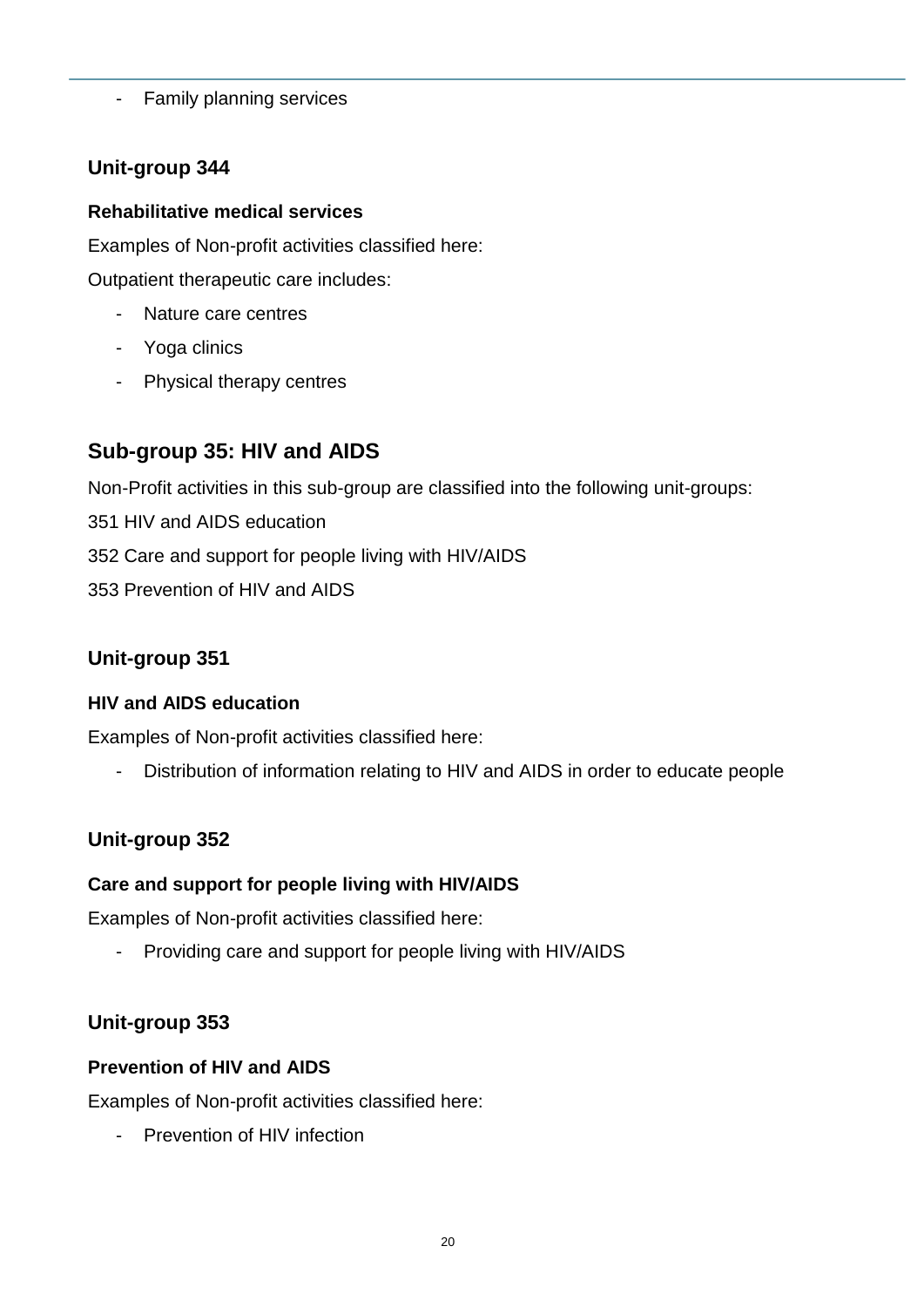- Family planning services

### Unit-group 344

**Rehabilitative medical services**

Examples of Non-profit activities classified here:

Outpatient therapeutic care includes:

- Nature care centres
- Yoga clinics
- Physical therapy centres

## Sub-group 35: HIV and AIDS

Non-Profit activities in this sub-group are classified into the following unit-groups:

351 HIV and AIDS education

352 Care and support for people living with HIV/AIDS

353 Prevention of HIV and AIDS

### Unit-group 351

**HIV and AIDS education**

Examples of Non-profit activities classified here:

- Distribution of information relating to HIV and AIDS in order to educate people

### Unit-group 352

**Care and support for people living with HIV/AIDS**

Examples of Non-profit activities classified here:

- Providing care and support for people living with HIV/AIDS

### Unit-group 353

**Prevention of HIV and AIDS**

Examples of Non-profit activities classified here:

- Prevention of HIV infection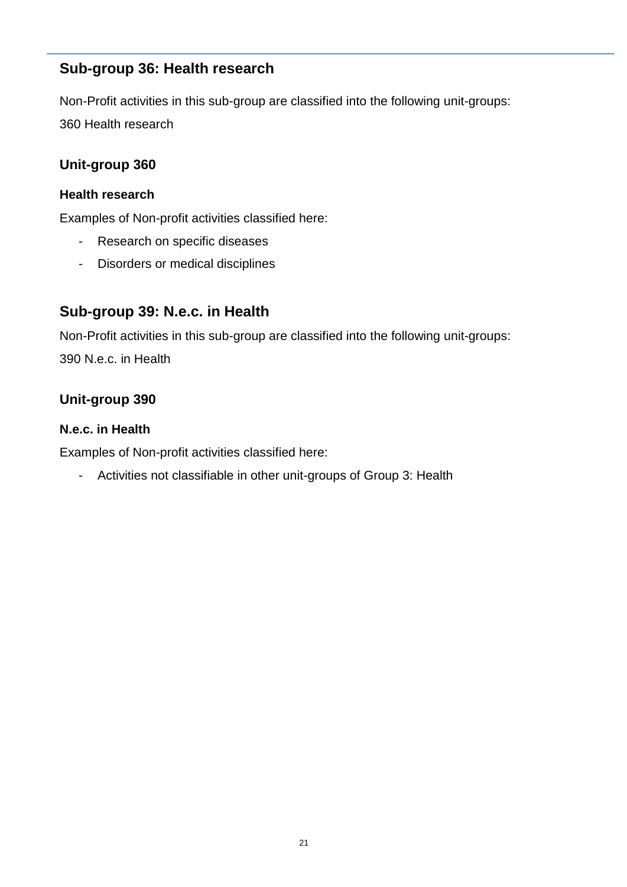## Sub-group 36: Health research

Non-Profit activities in this sub-group are classified into the following unit-groups:

360 Health research

### Unit-group 360

#### Health research

Examples of Non-profit activities classified here:

- Research on specific diseases
- Disorders or medical disciplines

## Sub-group 39: N.e.c. in Health

Non-Profit activities in this sub-group are classified into the following unit-groups:

390 N.e.c. in Health

### Unit-group 390

#### N.e.c. in Health

Examples of Non-profit activities classified here:

- Activities not classifiable in other unit-groups of Group 3: Health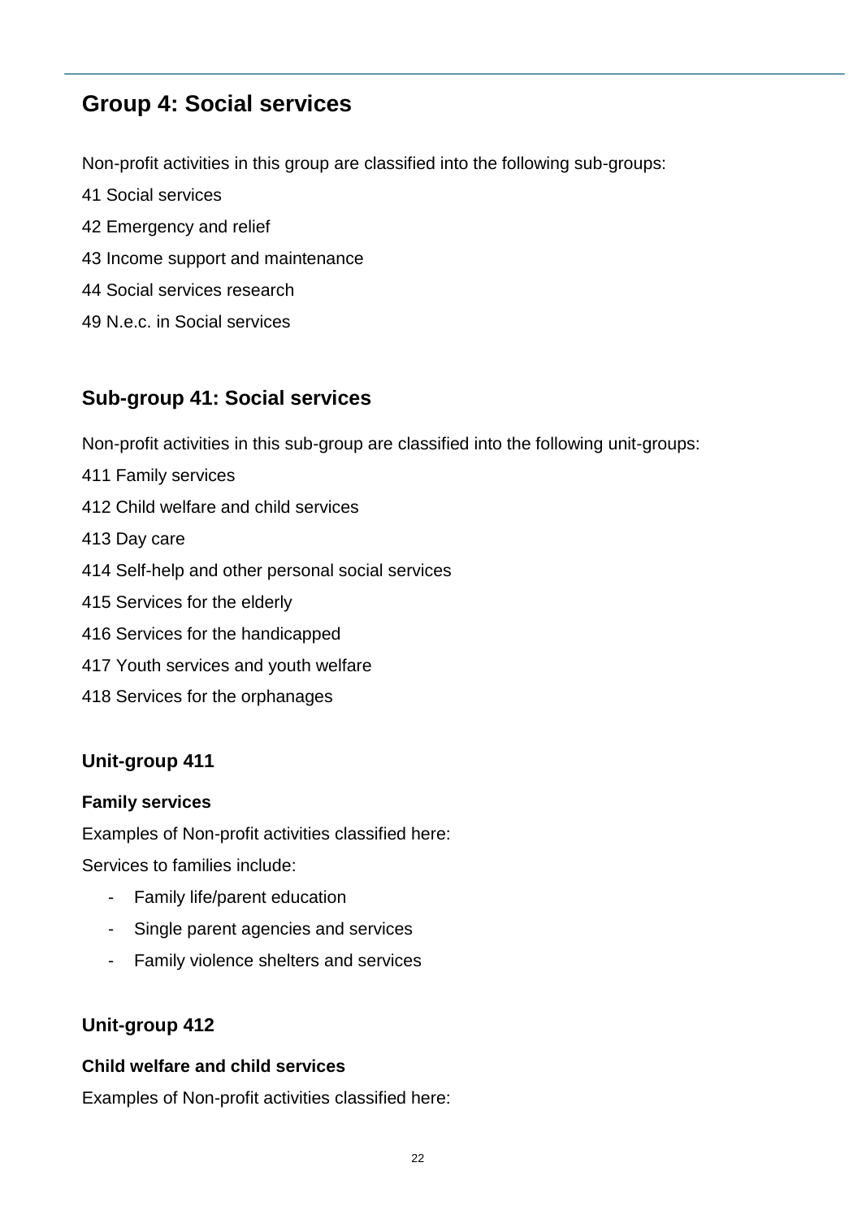## Group 4: Social services

Non-profit activities in this group are classified into the following sub-groups:

41 Social services

42 Emergency and relief

43 Income support and maintenance

44 Social services research

49 N.e.c. in Social services

### Sub-group 41: Social services

Non-profit activities in this sub-group are classified into the following unit-groups:

411 Family services

412 Child welfare and child services

413 Day care

414 Self-help and other personal social services

415 Services for the elderly

416 Services for the handicapped

417 Youth services and youth welfare

418 Services for the orphanages

### Unit-group 411

**Family services**

Examples of Non-profit activities classified here:

Services to families include:

- Family life/parent education
- Single parent agencies and services
- Family violence shelters and services

### Unit-group 412

**Child welfare and child services**

Examples of Non-profit activities classified here: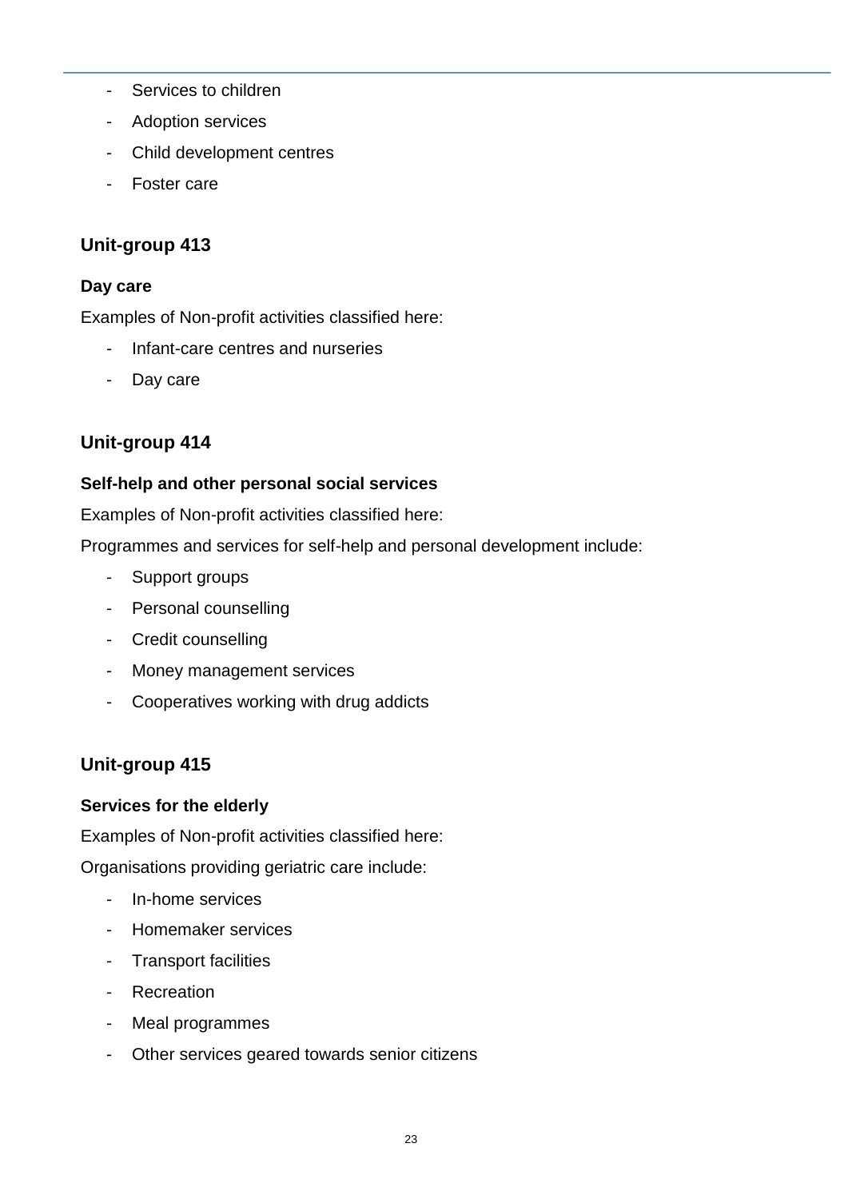- Services to children
- Adoption services
- Child development centres
- Foster care

### Unit-group 413

**Day care**

Examples of Non-profit activities classified here:

- Infant-care centres and nurseries
- Day care

### Unit-group 414

**Self-help and other personal social services**

Examples of Non-profit activities classified here:

Programmes and services for self-help and personal development include:

- Support groups
- Personal counselling
- Credit counselling
- Money management services
- Cooperatives working with drug addicts

### Unit-group 415

**Services for the elderly**

Examples of Non-profit activities classified here:

Organisations providing geriatric care include:

- In-home services
- Homemaker services
- Transport facilities
- Recreation
- Meal programmes
- Other services geared towards senior citizens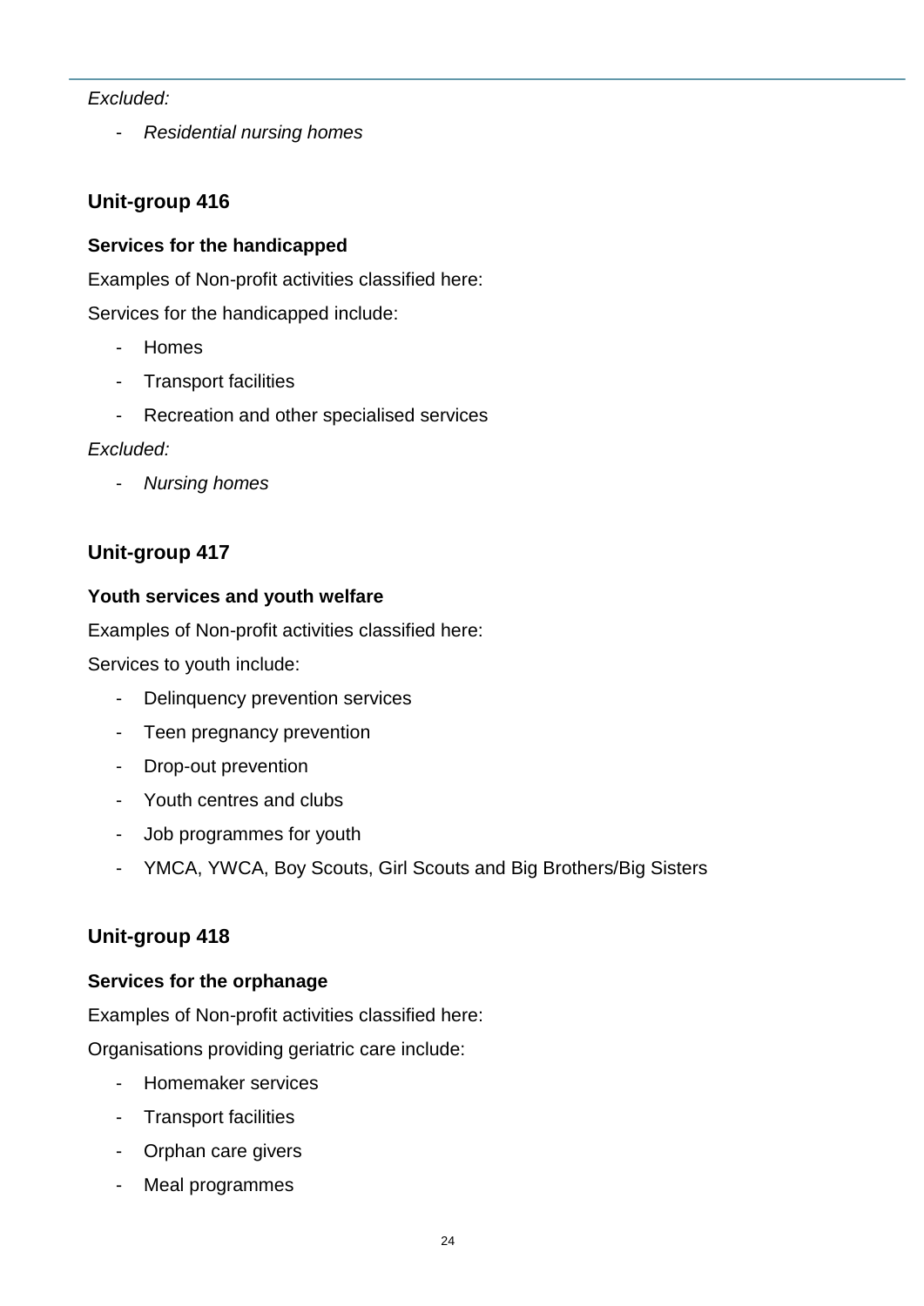*Excluded:*

- *Residential nursing homes*

## Unit-group 416

**Services for the handicapped**

Examples of Non-profit activities classified here:

Services for the handicapped include:

- Homes
- Transport facilities
- Recreation and other specialised services

*Excluded:*

- *Nursing homes*

## Unit-group 417

**Youth services and youth welfare**

Examples of Non-profit activities classified here:

Services to youth include:

- Delinquency prevention services
- Teen pregnancy prevention
- Drop-out prevention
- Youth centres and clubs
- Job programmes for youth
- YMCA, YWCA, Boy Scouts, Girl Scouts and Big Brothers/Big Sisters

## Unit-group 418

**Services for the orphanage**

Examples of Non-profit activities classified here:

Organisations providing geriatric care include:

- Homemaker services
- Transport facilities
- Orphan care givers
- Meal programmes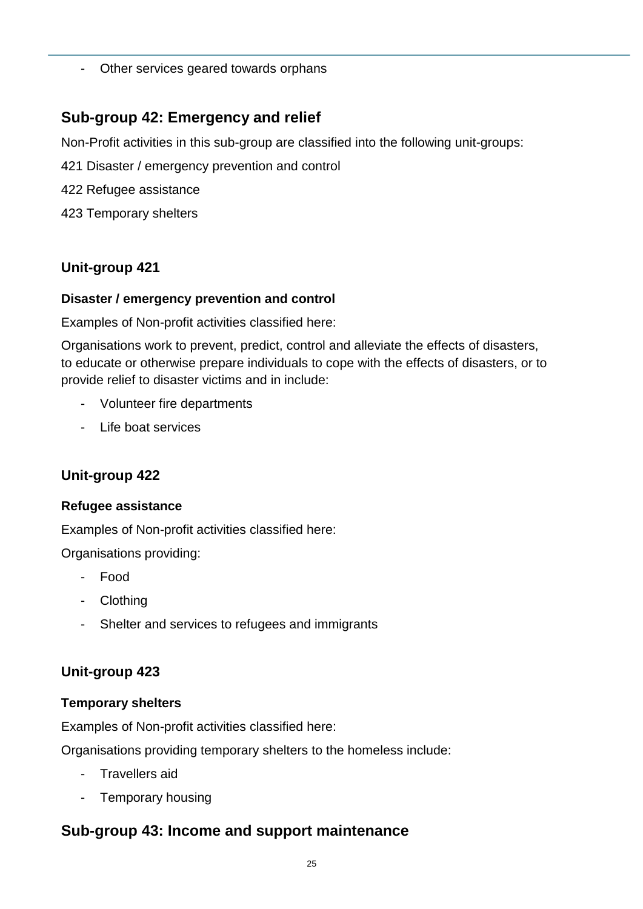- Other services geared towards orphans

## Sub-group 42: Emergency and relief

Non-Profit activities in this sub-group are classified into the following unit-groups:

421 Disaster / emergency prevention and control

422 Refugee assistance

423 Temporary shelters

### Unit-group 421

**Disaster / emergency prevention and control**

Examples of Non-profit activities classified here:

Organisations work to prevent, predict, control and alleviate the effects of disasters, to educate or otherwise prepare individuals to cope with the effects of disasters, or to provide relief to disaster victims and in include:

- Volunteer fire departments
- Life boat services

### Unit-group 422

**Refugee assistance**

Examples of Non-profit activities classified here:

Organisations providing:

- Food
- Clothing
- Shelter and services to refugees and immigrants

### Unit-group 423

**Temporary shelters**

Examples of Non-profit activities classified here:

Organisations providing temporary shelters to the homeless include:

- Travellers aid
- Temporary housing

## Sub-group 43: Income and support maintenance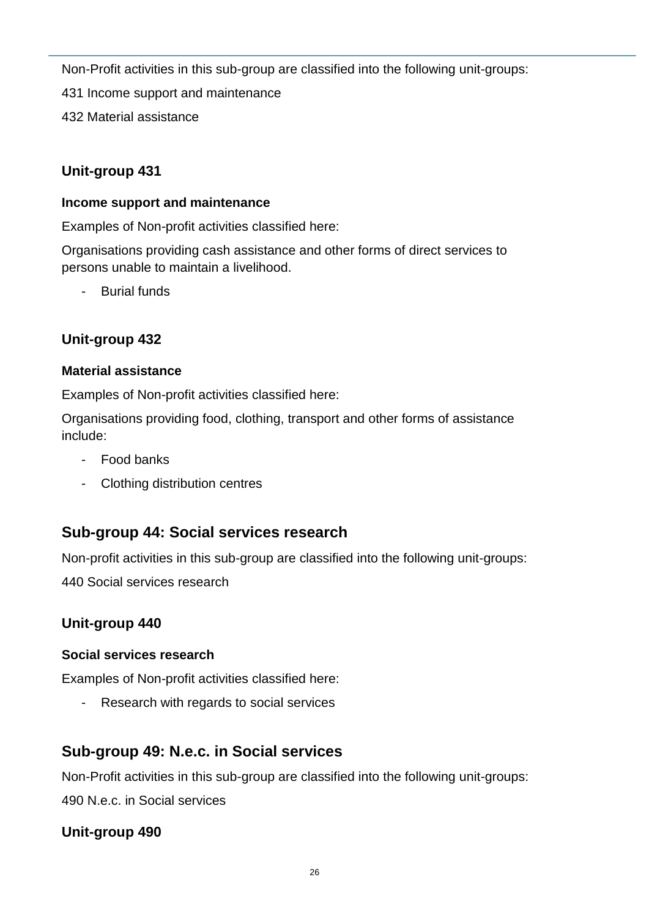Non-Profit activities in this sub-group are classified into the following unit-groups:

431 Income support and maintenance

432 Material assistance

### Unit-group 431

#### Income support and maintenance

Examples of Non-profit activities classified here:

Organisations providing cash assistance and other forms of direct services to persons unable to maintain a livelihood.

- Burial funds

### Unit-group 432

#### Material assistance

Examples of Non-profit activities classified here:

Organisations providing food, clothing, transport and other forms of assistance include:

- Food banks
- Clothing distribution centres

## Sub-group 44: Social services research

Non-profit activities in this sub-group are classified into the following unit-groups:

440 Social services research

### Unit-group 440

#### Social services research

Examples of Non-profit activities classified here:

- Research with regards to social services

## Sub-group 49: N.e.c. in Social services

Non-Profit activities in this sub-group are classified into the following unit-groups:

490 N.e.c. in Social services

### Unit-group 490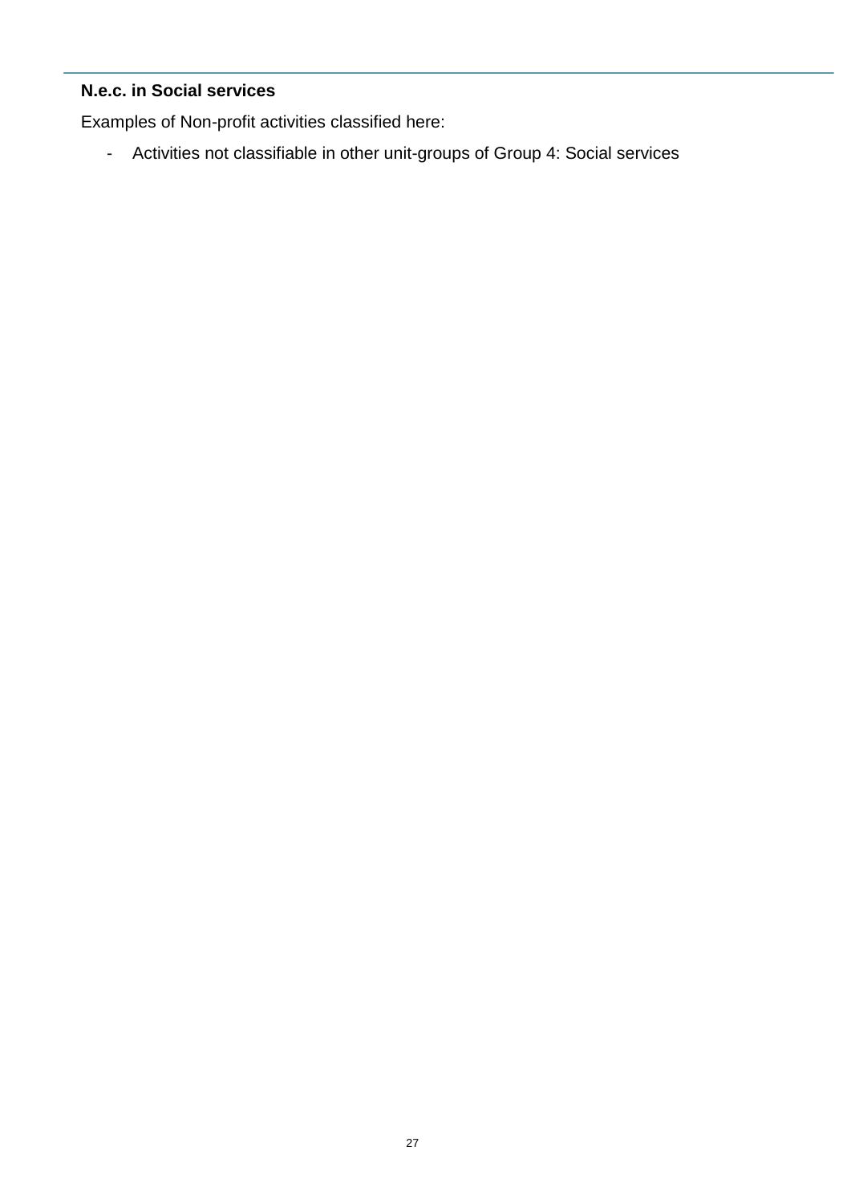**N.e.c. in Social services**

Examples of Non-profit activities classified here:

- Activities not classifiable in other unit-groups of Group 4: Social services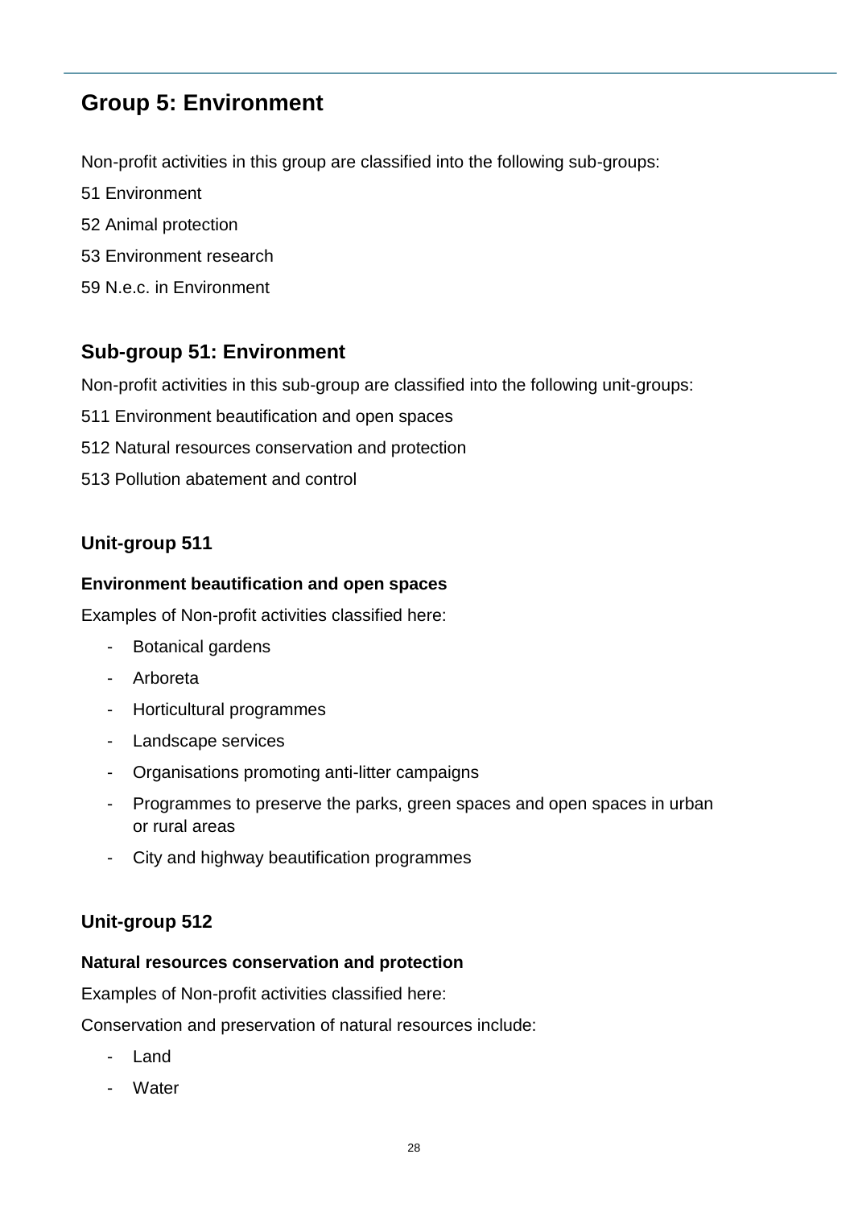## Group 5: Environment

Non-profit activities in this group are classified into the following sub-groups:

51 Environment

52 Animal protection

53 Environment research

59 N.e.c. in Environment

### Sub-group 51: Environment

Non-profit activities in this sub-group are classified into the following unit-groups:

511 Environment beautification and open spaces

512 Natural resources conservation and protection

513 Pollution abatement and control

#### Unit-group 511

**Environment beautification and open spaces**

Examples of Non-profit activities classified here:

- Botanical gardens
- Arboreta
- Horticultural programmes
- Landscape services
- Organisations promoting anti-litter campaigns
- Programmes to preserve the parks, green spaces and open spaces in urban or rural areas
- City and highway beautification programmes

#### Unit-group 512

**Natural resources conservation and protection**

Examples of Non-profit activities classified here:

Conservation and preservation of natural resources include:

- Land
- Water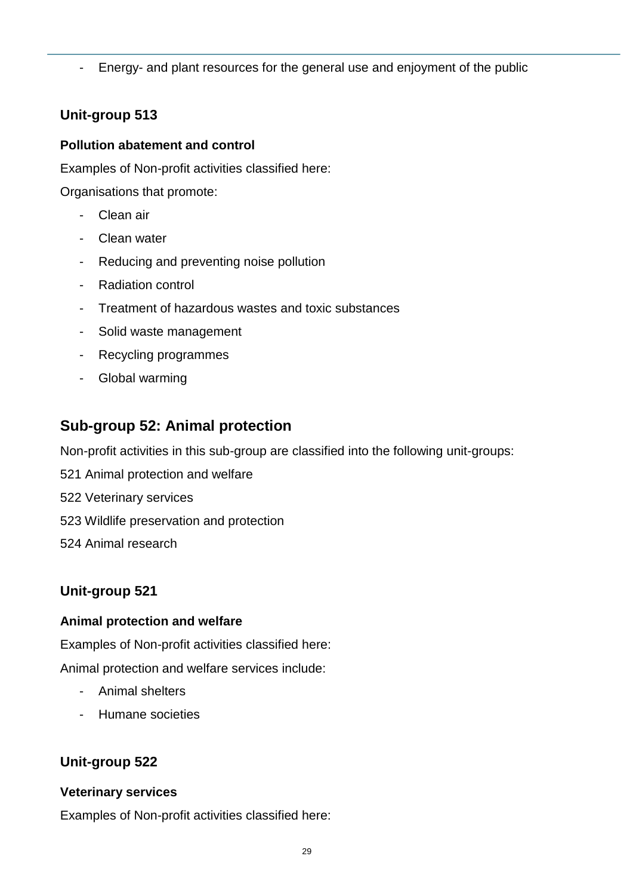- Energy- and plant resources for the general use and enjoyment of the public

### Unit-group 513

**Pollution abatement and control**

Examples of Non-profit activities classified here:

Organisations that promote:

- Clean air
- Clean water
- Reducing and preventing noise pollution
- Radiation control
- Treatment of hazardous wastes and toxic substances
- Solid waste management
- Recycling programmes
- Global warming

## Sub-group 52: Animal protection

Non-profit activities in this sub-group are classified into the following unit-groups:

521 Animal protection and welfare

522 Veterinary services

523 Wildlife preservation and protection

524 Animal research

### Unit-group 521

**Animal protection and welfare**

Examples of Non-profit activities classified here:

Animal protection and welfare services include:

- Animal shelters
- Humane societies

### Unit-group 522

**Veterinary services**

Examples of Non-profit activities classified here: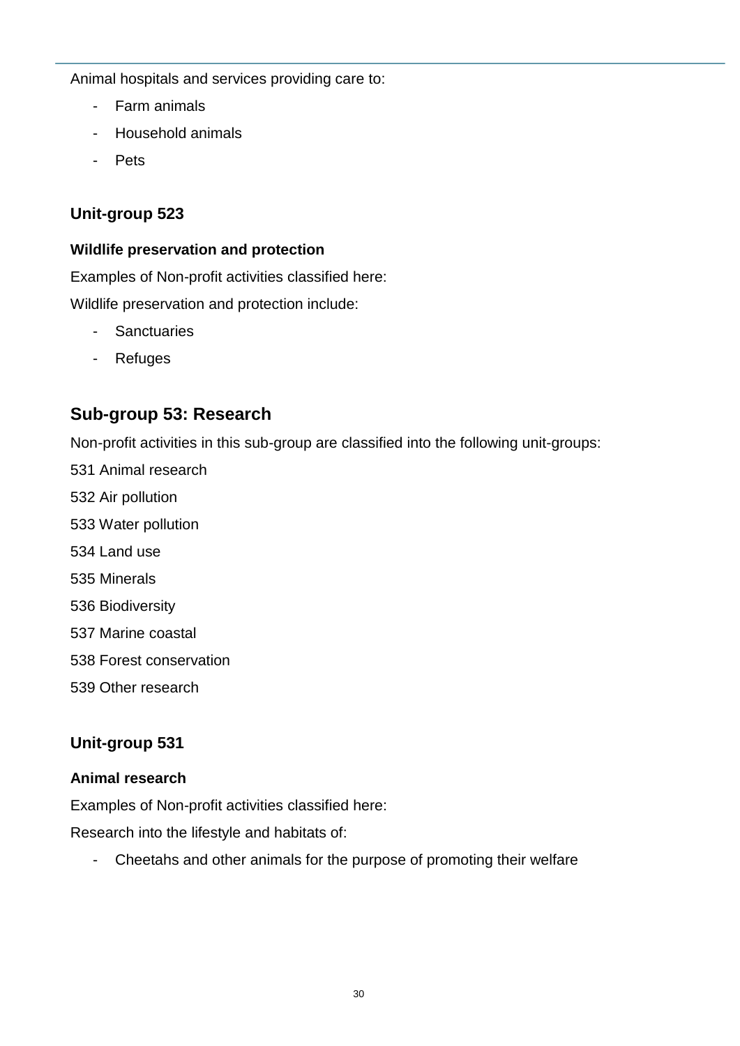Animal hospitals and services providing care to:

- Farm animals
- Household animals
- Pets

### Unit-group 523

#### Wildlife preservation and protection

Examples of Non-profit activities classified here:

Wildlife preservation and protection include:

- Sanctuaries
- Refuges

## Sub-group 53: Research

Non-profit activities in this sub-group are classified into the following unit-groups:

531 Animal research

532 Air pollution

533 Water pollution

534 Land use

535 Minerals

536 Biodiversity

537 Marine coastal

538 Forest conservation

539 Other research

### Unit-group 531

#### Animal research

Examples of Non-profit activities classified here:

Research into the lifestyle and habitats of:

- Cheetahs and other animals for the purpose of promoting their welfare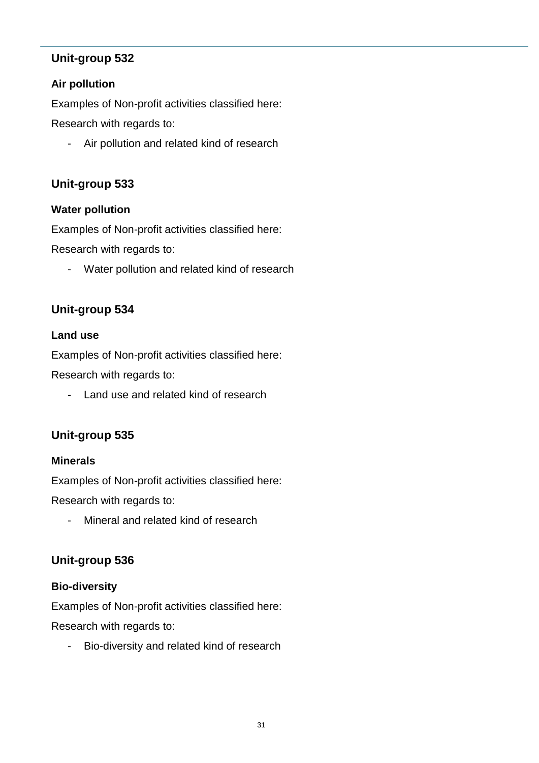## Unit-group 532

### Air pollution

Examples of Non-profit activities classified here:

Research with regards to:

- Air pollution and related kind of research

## Unit-group 533

### Water pollution

Examples of Non-profit activities classified here:

Research with regards to:

- Water pollution and related kind of research

## Unit-group 534

### Land use

Examples of Non-profit activities classified here:

Research with regards to:

- Land use and related kind of research

## Unit-group 535

### Minerals

Examples of Non-profit activities classified here:

Research with regards to:

- Mineral and related kind of research

## Unit-group 536

### Bio-diversity

Examples of Non-profit activities classified here:

Research with regards to:

- Bio-diversity and related kind of research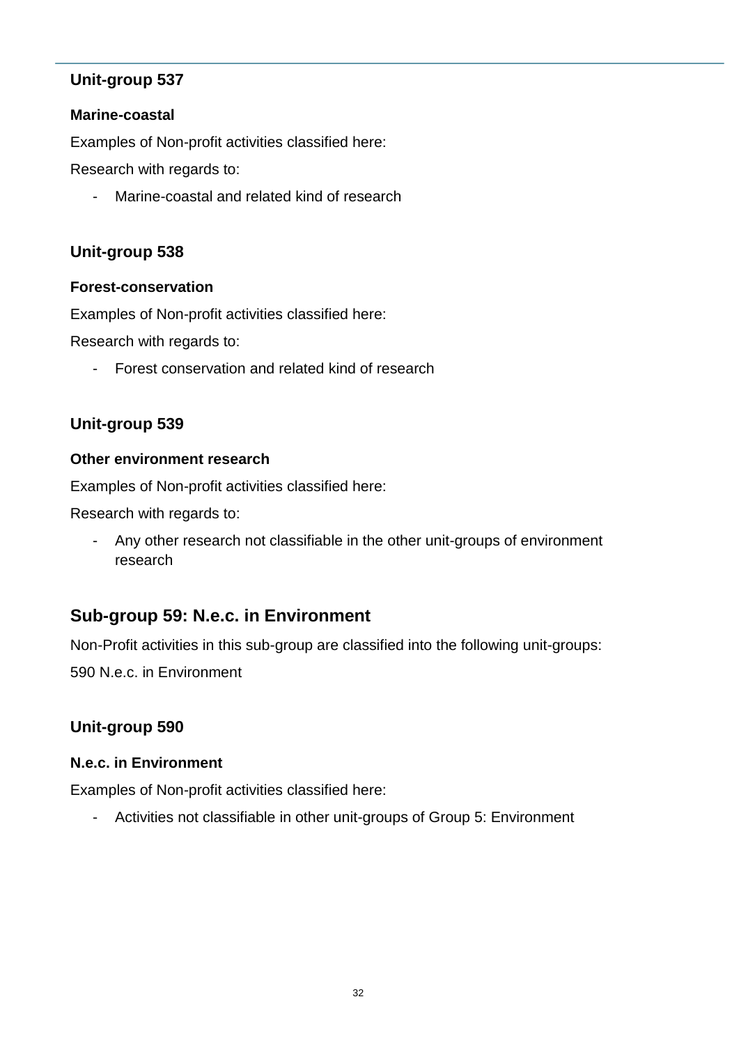### Unit-group 537

**Marine-coastal**

Examples of Non-profit activities classified here:

Research with regards to:

- Marine-coastal and related kind of research

### Unit-group 538

**Forest-conservation**

Examples of Non-profit activities classified here:

Research with regards to:

- Forest conservation and related kind of research

### Unit-group 539

**Other environment research**

Examples of Non-profit activities classified here:

Research with regards to:

- Any other research not classifiable in the other unit-groups of environment research

## Sub-group 59: N.e.c. in Environment

Non-Profit activities in this sub-group are classified into the following unit-groups:

590 N.e.c. in Environment

### Unit-group 590

**N.e.c. in Environment**

Examples of Non-profit activities classified here:

- Activities not classifiable in other unit-groups of Group 5: Environment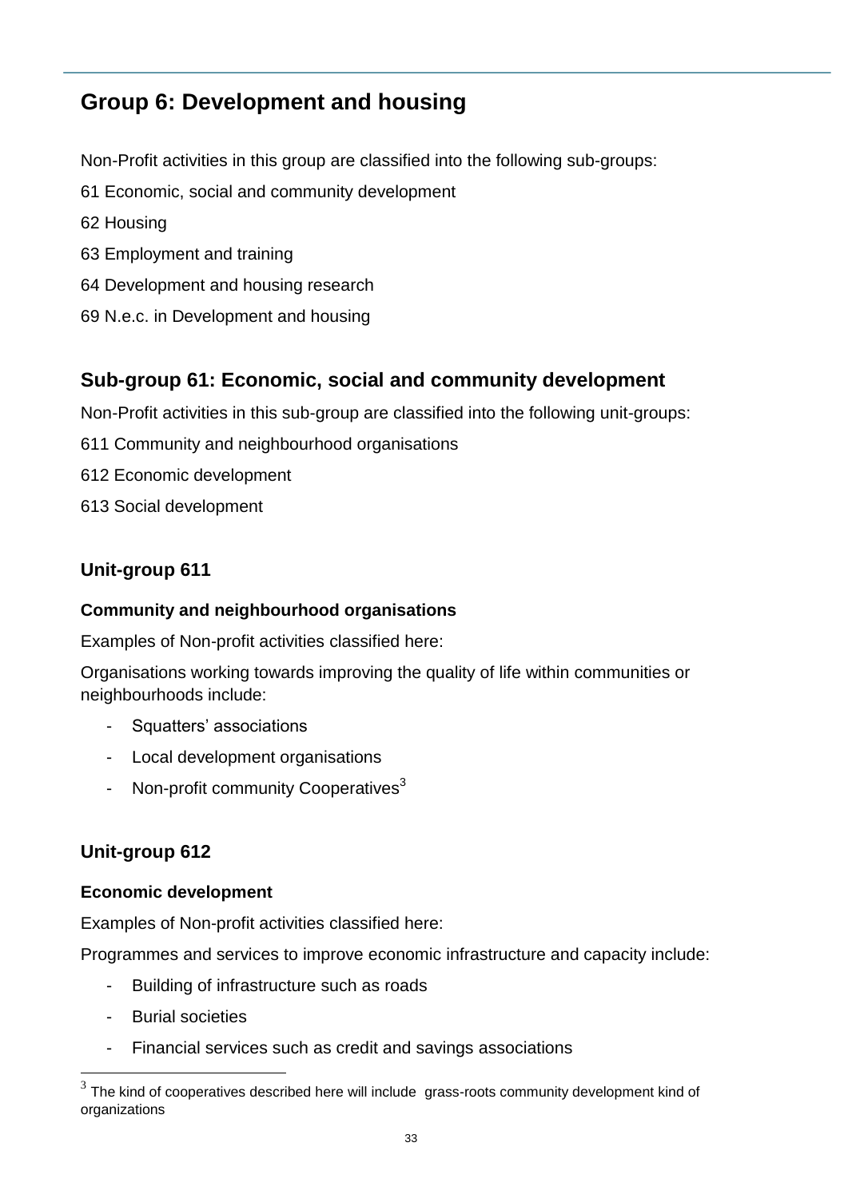## Group 6: Development and housing

Non-Profit activities in this group are classified into the following sub-groups:

61 Economic, social and community development

62 Housing

63 Employment and training

64 Development and housing research

69 N.e.c. in Development and housing

### Sub-group 61: Economic, social and community development

Non-Profit activities in this sub-group are classified into the following unit-groups:

611 Community and neighbourhood organisations

612 Economic development

613 Social development

### Unit-group 611

#### Community and neighbourhood organisations

Examples of Non-profit activities classified here:

Organisations working towards improving the quality of life within communities or neighbourhoods include:

- Squatters' associations
- Local development organisations
- Non-profit community Cooperatives[3]

### Unit-group 612

#### Economic development

Examples of Non-profit activities classified here:

Programmes and services to improve economic infrastructure and capacity include:

- Building of infrastructure such as roads
- Burial societies
- Financial services such as credit and savings associations

[3] The kind of cooperatives described here will include grass-roots community development kind of organizations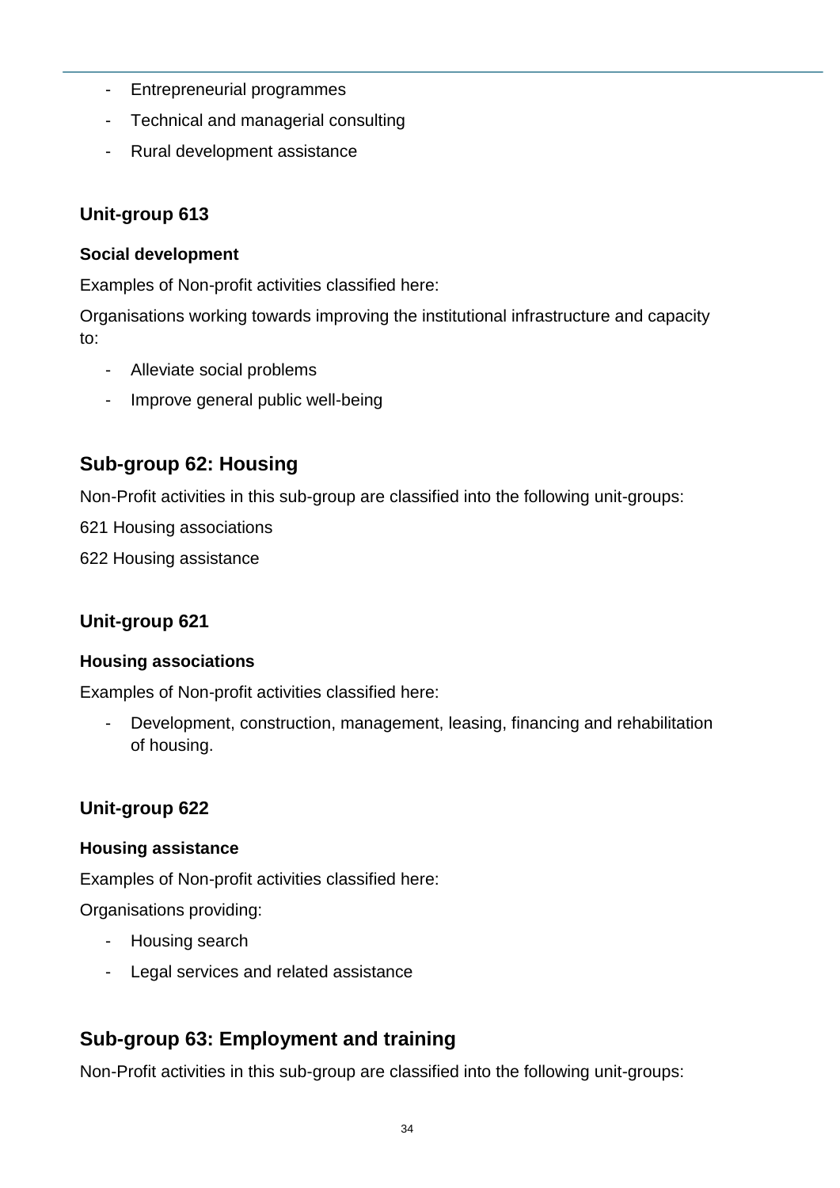- Entrepreneurial programmes
- Technical and managerial consulting
- Rural development assistance

### Unit-group 613

**Social development**

Examples of Non-profit activities classified here:

Organisations working towards improving the institutional infrastructure and capacity to:

- Alleviate social problems
- Improve general public well-being

## Sub-group 62: Housing

Non-Profit activities in this sub-group are classified into the following unit-groups:

621 Housing associations

622 Housing assistance

### Unit-group 621

**Housing associations**

Examples of Non-profit activities classified here:

- Development, construction, management, leasing, financing and rehabilitation of housing.

### Unit-group 622

**Housing assistance**

Examples of Non-profit activities classified here:

Organisations providing:

- Housing search
- Legal services and related assistance

## Sub-group 63: Employment and training

Non-Profit activities in this sub-group are classified into the following unit-groups: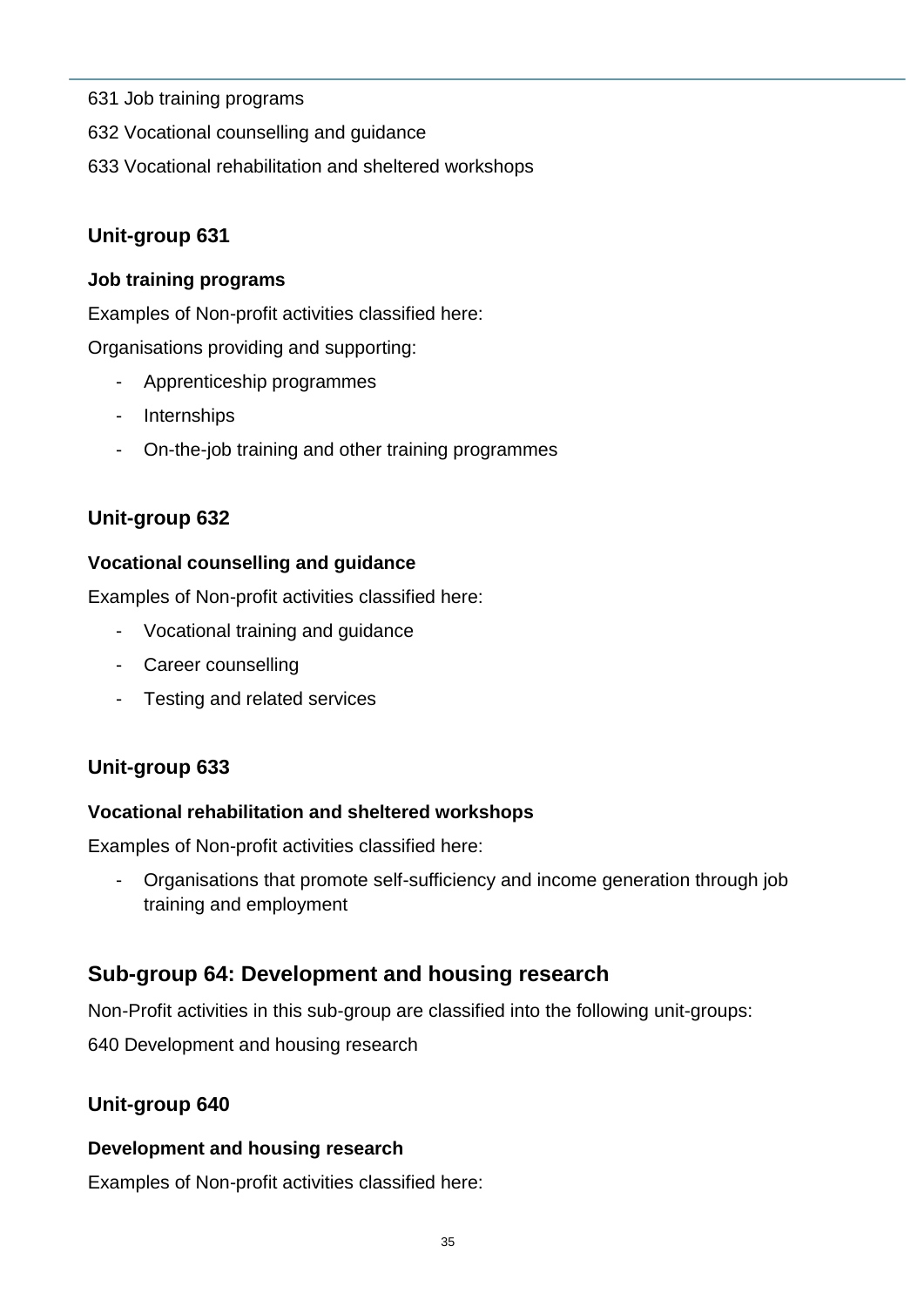631 Job training programs

632 Vocational counselling and guidance

633 Vocational rehabilitation and sheltered workshops

### Unit-group 631

#### Job training programs

Examples of Non-profit activities classified here:

Organisations providing and supporting:

- Apprenticeship programmes
- Internships
- On-the-job training and other training programmes

### Unit-group 632

#### Vocational counselling and guidance

Examples of Non-profit activities classified here:

- Vocational training and guidance
- Career counselling
- Testing and related services

### Unit-group 633

#### Vocational rehabilitation and sheltered workshops

Examples of Non-profit activities classified here:

- Organisations that promote self-sufficiency and income generation through job training and employment

## Sub-group 64: Development and housing research

Non-Profit activities in this sub-group are classified into the following unit-groups:

640 Development and housing research

### Unit-group 640

#### Development and housing research

Examples of Non-profit activities classified here: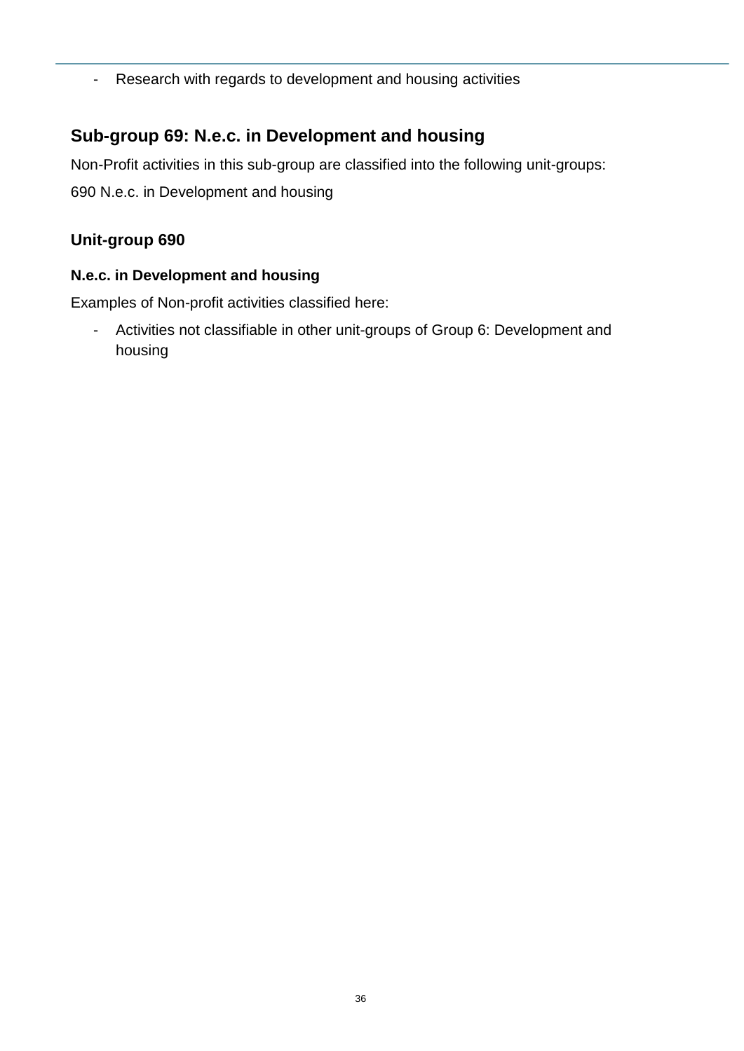- Research with regards to development and housing activities

## Sub-group 69: N.e.c. in Development and housing

Non-Profit activities in this sub-group are classified into the following unit-groups:

690 N.e.c. in Development and housing

### Unit-group 690

**N.e.c. in Development and housing**

Examples of Non-profit activities classified here:

- Activities not classifiable in other unit-groups of Group 6: Development and housing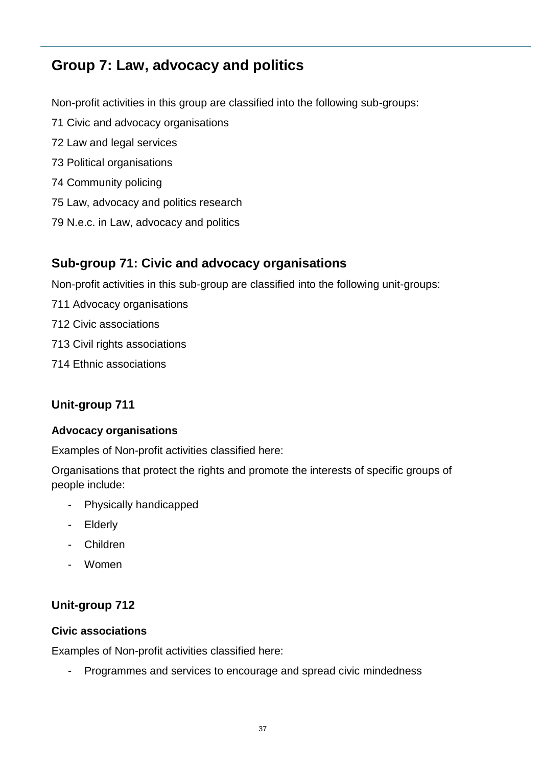## Group 7: Law, advocacy and politics

Non-profit activities in this group are classified into the following sub-groups:

71 Civic and advocacy organisations

72 Law and legal services

73 Political organisations

74 Community policing

75 Law, advocacy and politics research

79 N.e.c. in Law, advocacy and politics

### Sub-group 71: Civic and advocacy organisations

Non-profit activities in this sub-group are classified into the following unit-groups:

711 Advocacy organisations

712 Civic associations

713 Civil rights associations

714 Ethnic associations

### Unit-group 711

**Advocacy organisations**

Examples of Non-profit activities classified here:

Organisations that protect the rights and promote the interests of specific groups of people include:

- Physically handicapped
- Elderly
- Children
- Women

### Unit-group 712

**Civic associations**

Examples of Non-profit activities classified here:

- Programmes and services to encourage and spread civic mindedness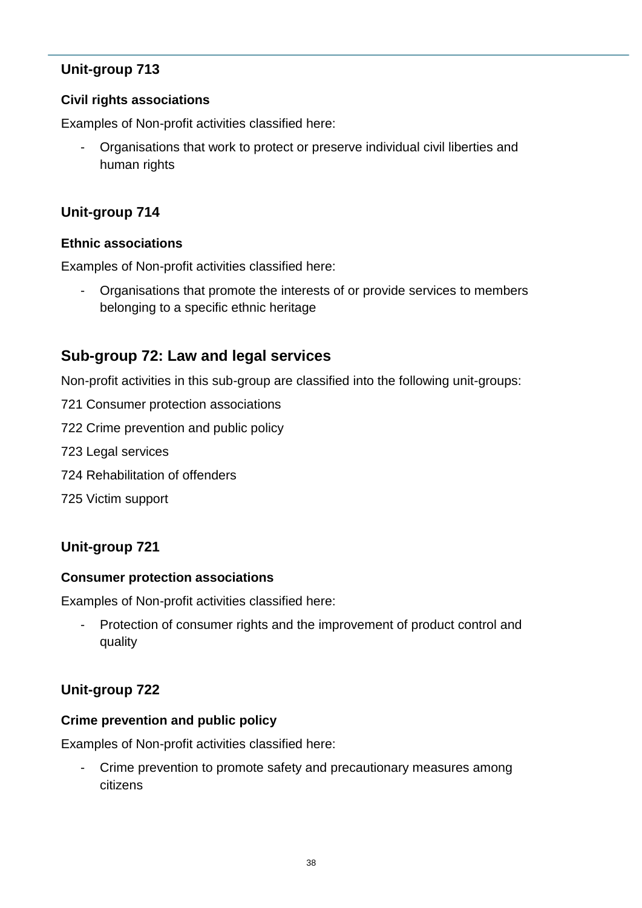### Unit-group 713

#### Civil rights associations

Examples of Non-profit activities classified here:

- Organisations that work to protect or preserve individual civil liberties and human rights

### Unit-group 714

#### Ethnic associations

Examples of Non-profit activities classified here:

- Organisations that promote the interests of or provide services to members belonging to a specific ethnic heritage

## Sub-group 72: Law and legal services

Non-profit activities in this sub-group are classified into the following unit-groups:

721 Consumer protection associations

722 Crime prevention and public policy

723 Legal services

724 Rehabilitation of offenders

725 Victim support

### Unit-group 721

#### Consumer protection associations

Examples of Non-profit activities classified here:

- Protection of consumer rights and the improvement of product control and quality

### Unit-group 722

#### Crime prevention and public policy

Examples of Non-profit activities classified here:

- Crime prevention to promote safety and precautionary measures among citizens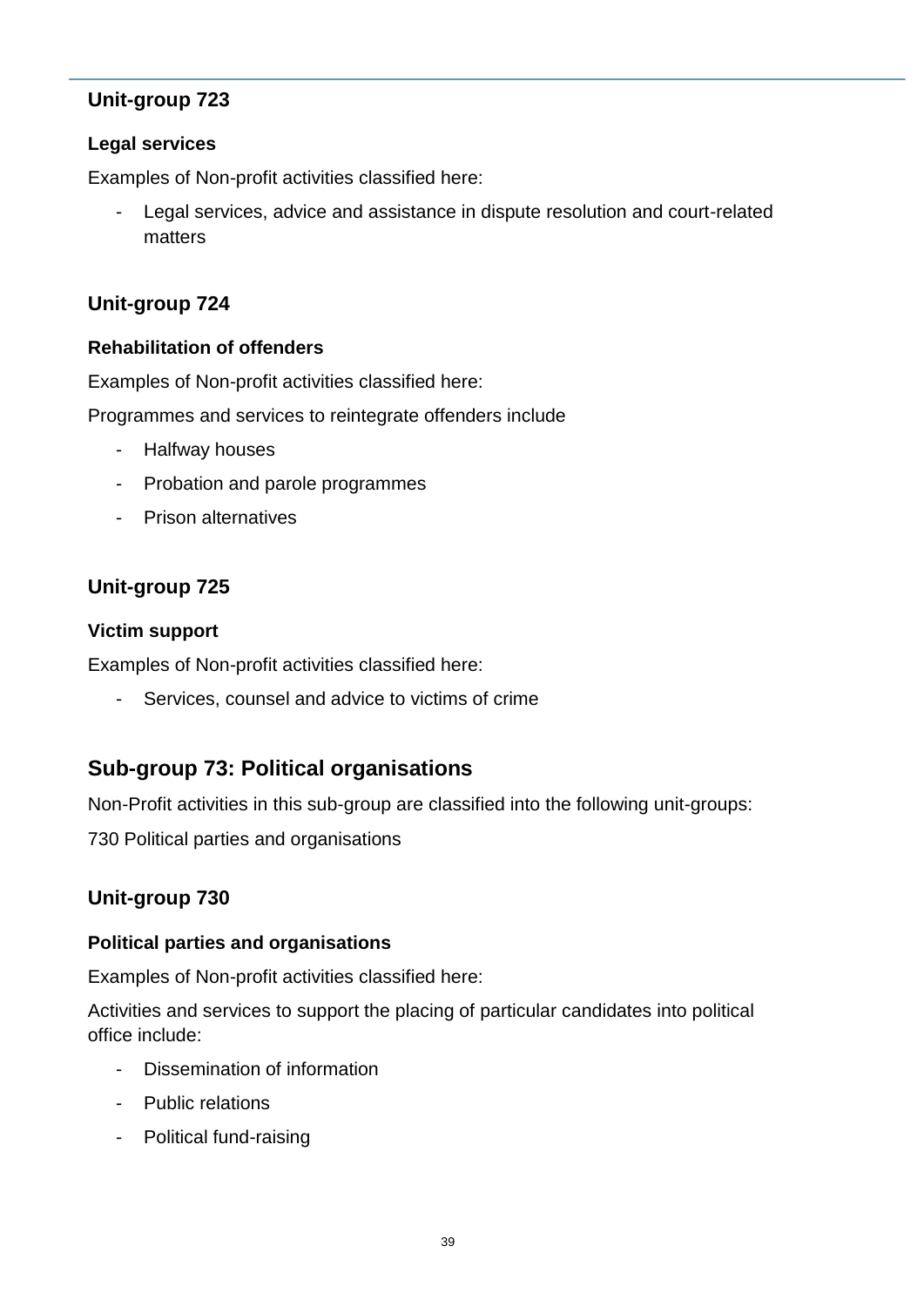### Unit-group 723

#### Legal services

Examples of Non-profit activities classified here:

- Legal services, advice and assistance in dispute resolution and court-related matters

### Unit-group 724

#### Rehabilitation of offenders

Examples of Non-profit activities classified here:

Programmes and services to reintegrate offenders include

- Halfway houses
- Probation and parole programmes
- Prison alternatives

### Unit-group 725

#### Victim support

Examples of Non-profit activities classified here:

- Services, counsel and advice to victims of crime

## Sub-group 73: Political organisations

Non-Profit activities in this sub-group are classified into the following unit-groups:

730 Political parties and organisations

### Unit-group 730

#### Political parties and organisations

Examples of Non-profit activities classified here:

Activities and services to support the placing of particular candidates into political office include:

- Dissemination of information
- Public relations
- Political fund-raising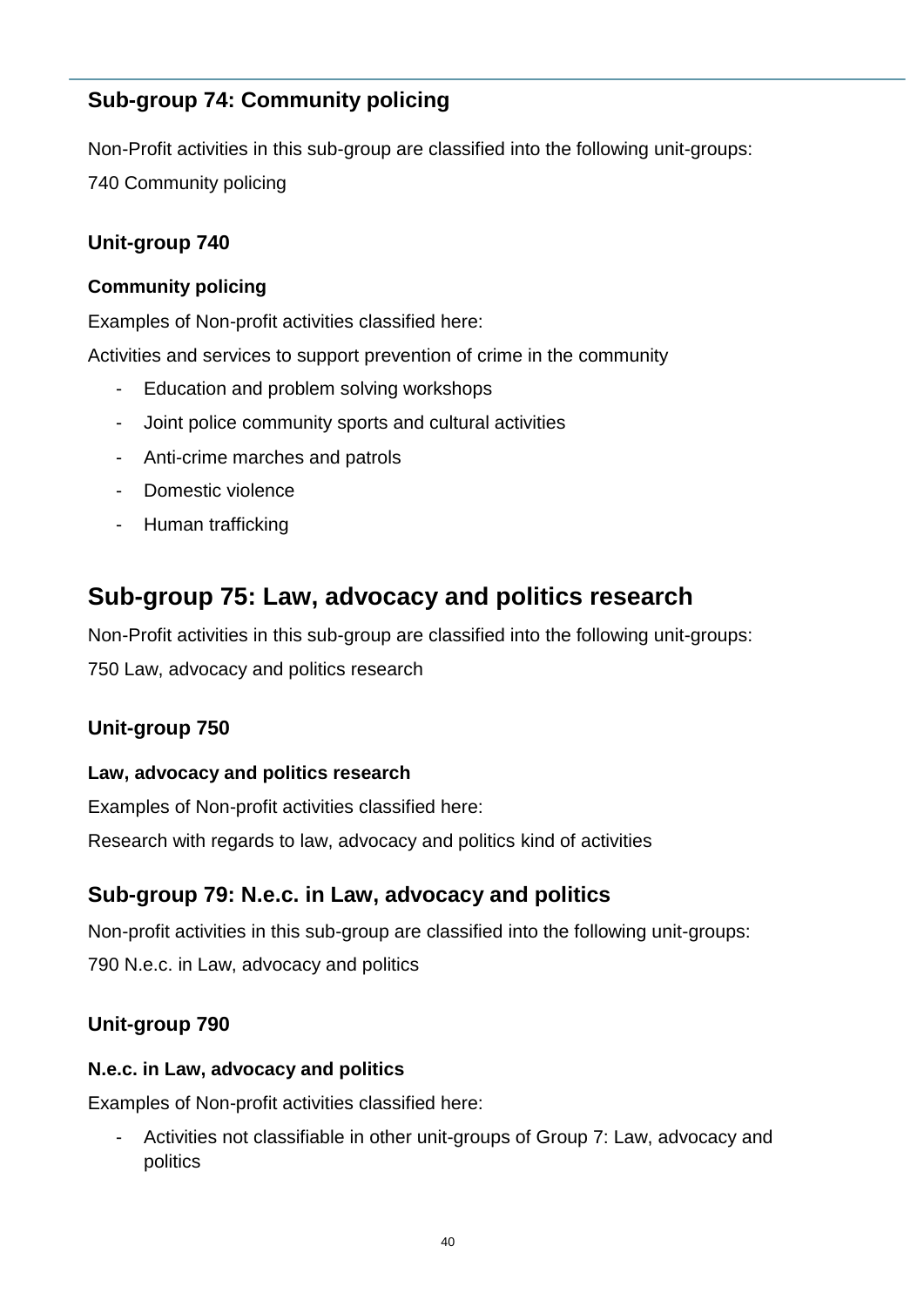## Sub-group 74: Community policing

Non-Profit activities in this sub-group are classified into the following unit-groups:

740 Community policing

### Unit-group 740

#### Community policing

Examples of Non-profit activities classified here:

Activities and services to support prevention of crime in the community

- Education and problem solving workshops
- Joint police community sports and cultural activities
- Anti-crime marches and patrols
- Domestic violence
- Human trafficking

## Sub-group 75: Law, advocacy and politics research

Non-Profit activities in this sub-group are classified into the following unit-groups:

750 Law, advocacy and politics research

### Unit-group 750

#### Law, advocacy and politics research

Examples of Non-profit activities classified here:

Research with regards to law, advocacy and politics kind of activities

## Sub-group 79: N.e.c. in Law, advocacy and politics

Non-profit activities in this sub-group are classified into the following unit-groups:

790 N.e.c. in Law, advocacy and politics

### Unit-group 790

#### N.e.c. in Law, advocacy and politics

Examples of Non-profit activities classified here:

- Activities not classifiable in other unit-groups of Group 7: Law, advocacy and politics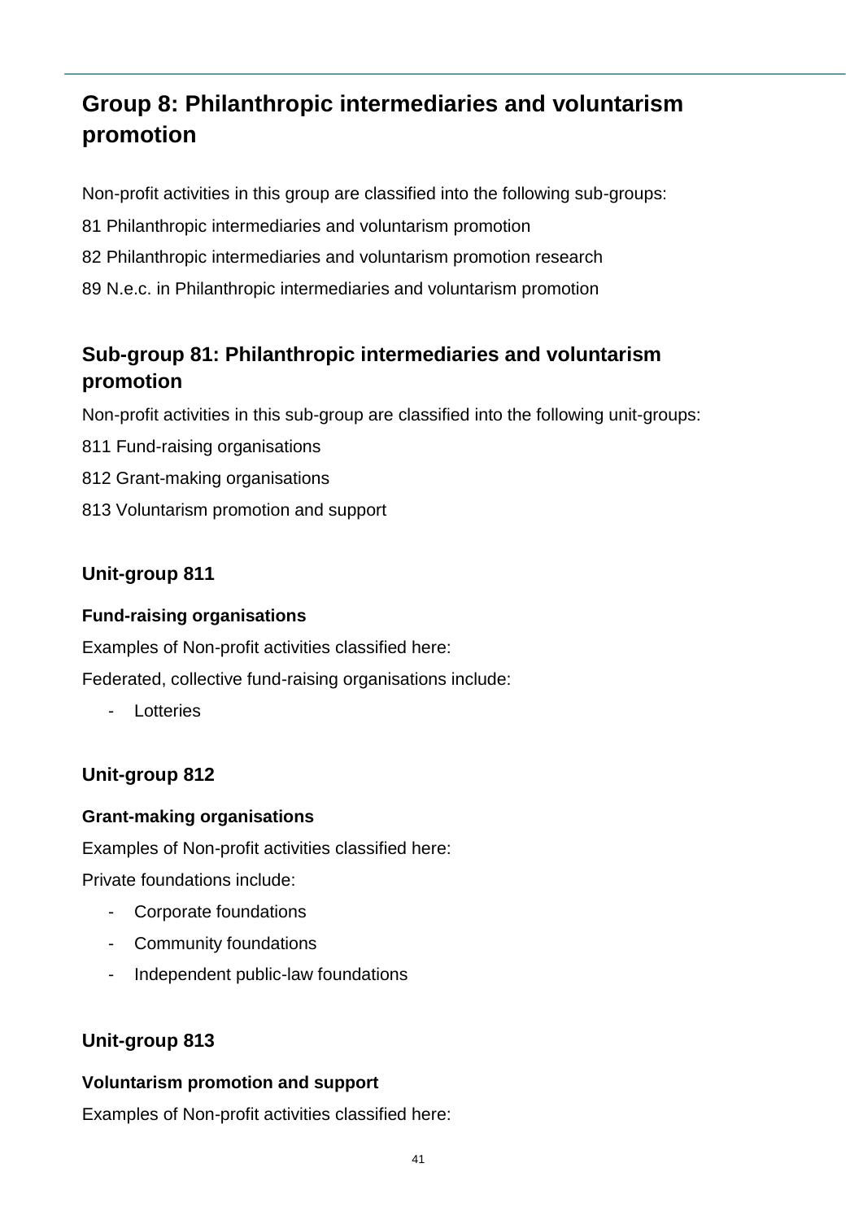## Group 8: Philanthropic intermediaries and voluntarism promotion

Non-profit activities in this group are classified into the following sub-groups:

81 Philanthropic intermediaries and voluntarism promotion

82 Philanthropic intermediaries and voluntarism promotion research

89 N.e.c. in Philanthropic intermediaries and voluntarism promotion

### Sub-group 81: Philanthropic intermediaries and voluntarism promotion

Non-profit activities in this sub-group are classified into the following unit-groups:

811 Fund-raising organisations

812 Grant-making organisations

813 Voluntarism promotion and support

#### Unit-group 811

**Fund-raising organisations**

Examples of Non-profit activities classified here:

Federated, collective fund-raising organisations include:

- Lotteries

#### Unit-group 812

**Grant-making organisations**

Examples of Non-profit activities classified here:

Private foundations include:

- Corporate foundations
- Community foundations
- Independent public-law foundations

#### Unit-group 813

**Voluntarism promotion and support**

Examples of Non-profit activities classified here: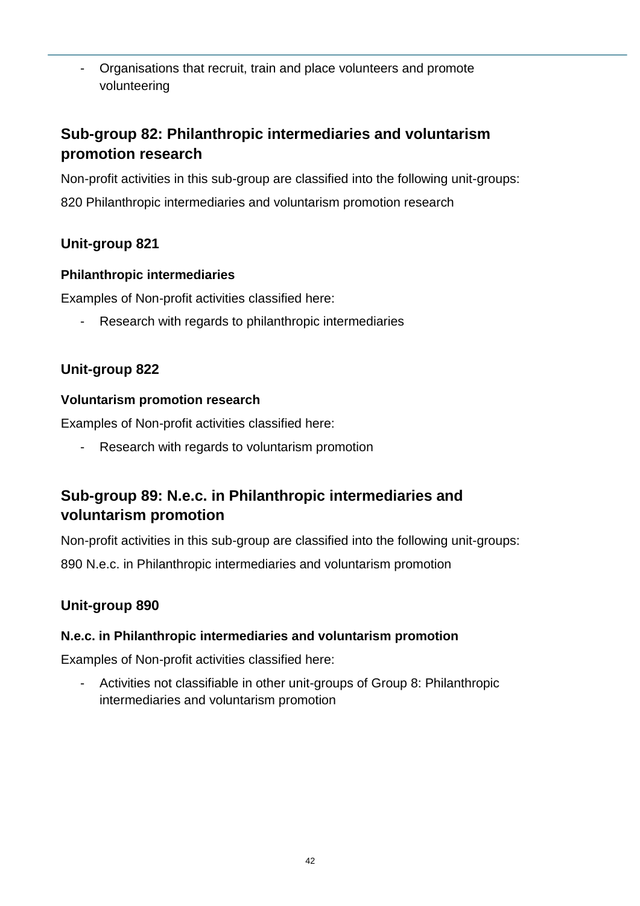- Organisations that recruit, train and place volunteers and promote volunteering

## Sub-group 82: Philanthropic intermediaries and voluntarism promotion research

Non-profit activities in this sub-group are classified into the following unit-groups:

820 Philanthropic intermediaries and voluntarism promotion research

### Unit-group 821

#### Philanthropic intermediaries

Examples of Non-profit activities classified here:

- Research with regards to philanthropic intermediaries

### Unit-group 822

#### Voluntarism promotion research

Examples of Non-profit activities classified here:

- Research with regards to voluntarism promotion

## Sub-group 89: N.e.c. in Philanthropic intermediaries and voluntarism promotion

Non-profit activities in this sub-group are classified into the following unit-groups:

890 N.e.c. in Philanthropic intermediaries and voluntarism promotion

### Unit-group 890

#### N.e.c. in Philanthropic intermediaries and voluntarism promotion

Examples of Non-profit activities classified here:

- Activities not classifiable in other unit-groups of Group 8: Philanthropic intermediaries and voluntarism promotion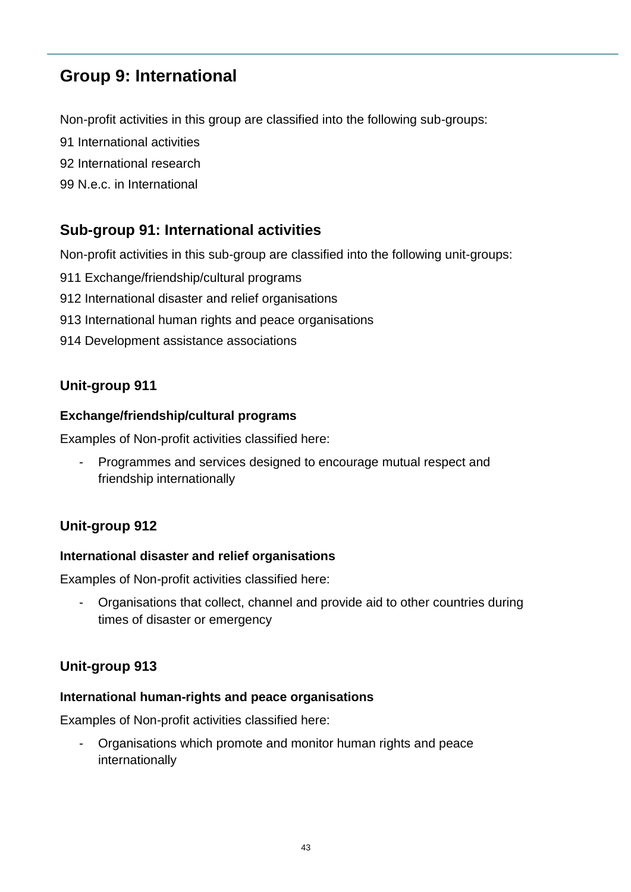## Group 9: International

Non-profit activities in this group are classified into the following sub-groups:

91 International activities

92 International research

99 N.e.c. in International

### Sub-group 91: International activities

Non-profit activities in this sub-group are classified into the following unit-groups:

911 Exchange/friendship/cultural programs

912 International disaster and relief organisations

913 International human rights and peace organisations

914 Development assistance associations

#### Unit-group 911

**Exchange/friendship/cultural programs**

Examples of Non-profit activities classified here:

- Programmes and services designed to encourage mutual respect and friendship internationally

#### Unit-group 912

**International disaster and relief organisations**

Examples of Non-profit activities classified here:

- Organisations that collect, channel and provide aid to other countries during times of disaster or emergency

#### Unit-group 913

**International human-rights and peace organisations**

Examples of Non-profit activities classified here:

- Organisations which promote and monitor human rights and peace internationally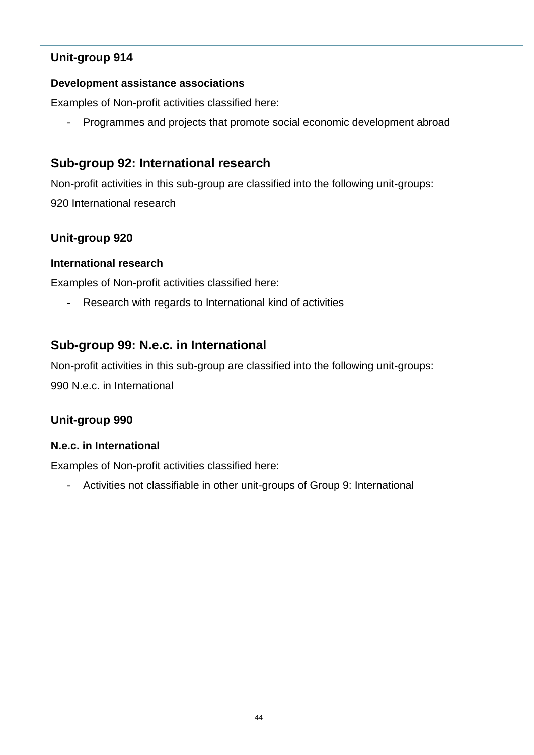### Unit-group 914

**Development assistance associations**

Examples of Non-profit activities classified here:

- Programmes and projects that promote social economic development abroad

## Sub-group 92: International research

Non-profit activities in this sub-group are classified into the following unit-groups:

920 International research

### Unit-group 920

**International research**

Examples of Non-profit activities classified here:

- Research with regards to International kind of activities

## Sub-group 99: N.e.c. in International

Non-profit activities in this sub-group are classified into the following unit-groups:

990 N.e.c. in International

### Unit-group 990

**N.e.c. in International**

Examples of Non-profit activities classified here:

- Activities not classifiable in other unit-groups of Group 9: International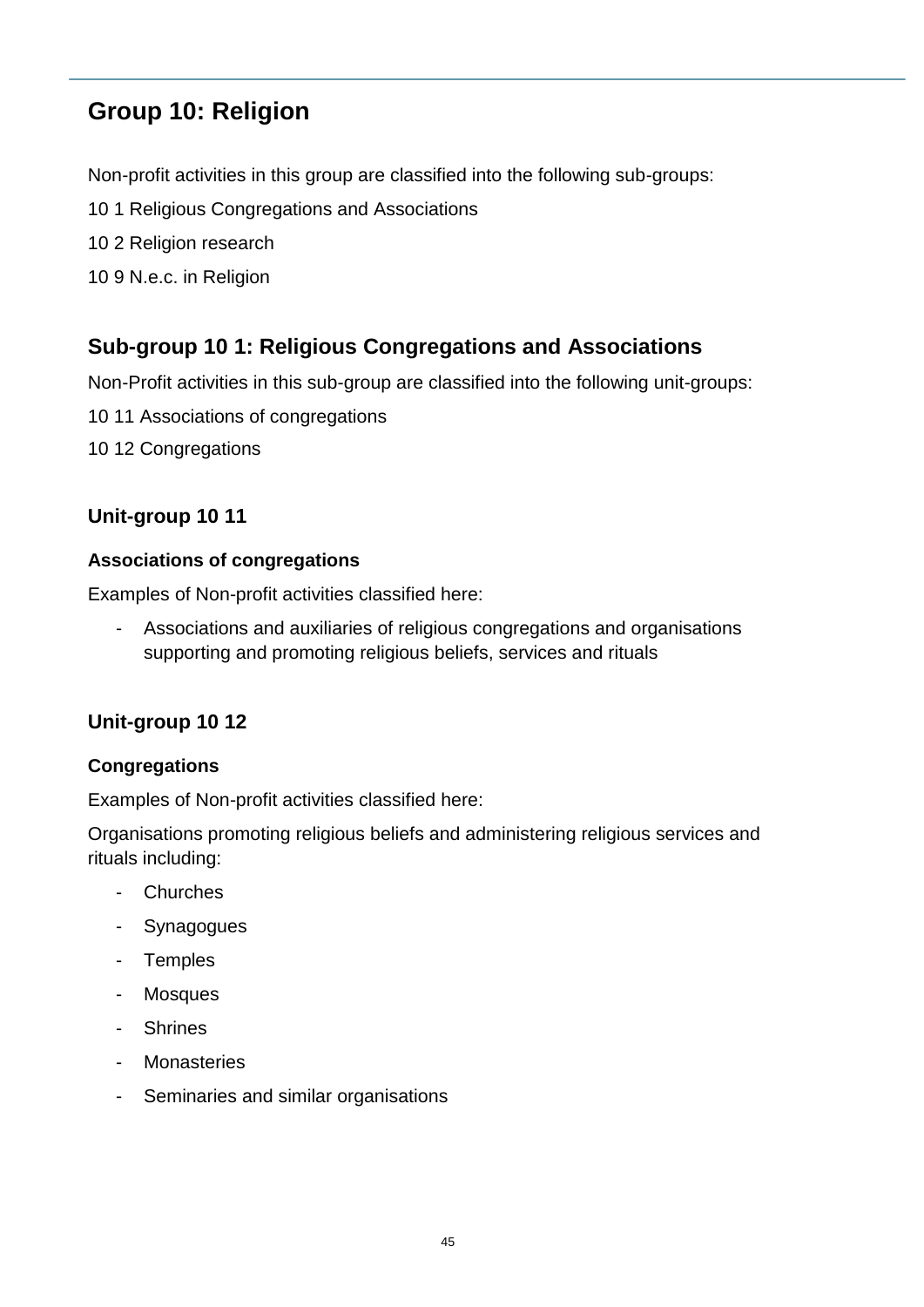## Group 10: Religion

Non-profit activities in this group are classified into the following sub-groups:

10 1 Religious Congregations and Associations

10 2 Religion research

10 9 N.e.c. in Religion

### Sub-group 10 1: Religious Congregations and Associations

Non-Profit activities in this sub-group are classified into the following unit-groups:

10 11 Associations of congregations

10 12 Congregations

### Unit-group 10 11

#### Associations of congregations

Examples of Non-profit activities classified here:

- Associations and auxiliaries of religious congregations and organisations supporting and promoting religious beliefs, services and rituals

### Unit-group 10 12

#### Congregations

Examples of Non-profit activities classified here:

Organisations promoting religious beliefs and administering religious services and rituals including:

- Churches
- Synagogues
- Temples
- Mosques
- Shrines
- Monasteries
- Seminaries and similar organisations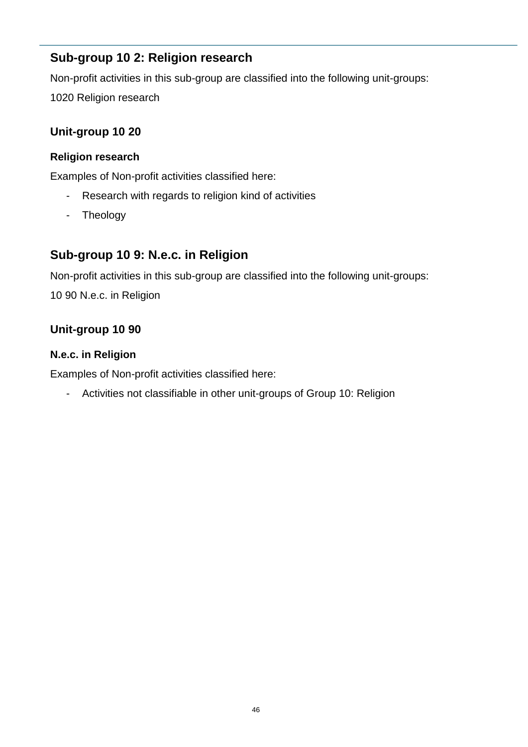## Sub-group 10 2: Religion research

Non-profit activities in this sub-group are classified into the following unit-groups:

1020 Religion research

### Unit-group 10 20

#### Religion research

Examples of Non-profit activities classified here:

- Research with regards to religion kind of activities
- Theology

## Sub-group 10 9: N.e.c. in Religion

Non-profit activities in this sub-group are classified into the following unit-groups:

10 90 N.e.c. in Religion

### Unit-group 10 90

#### N.e.c. in Religion

Examples of Non-profit activities classified here:

- Activities not classifiable in other unit-groups of Group 10: Religion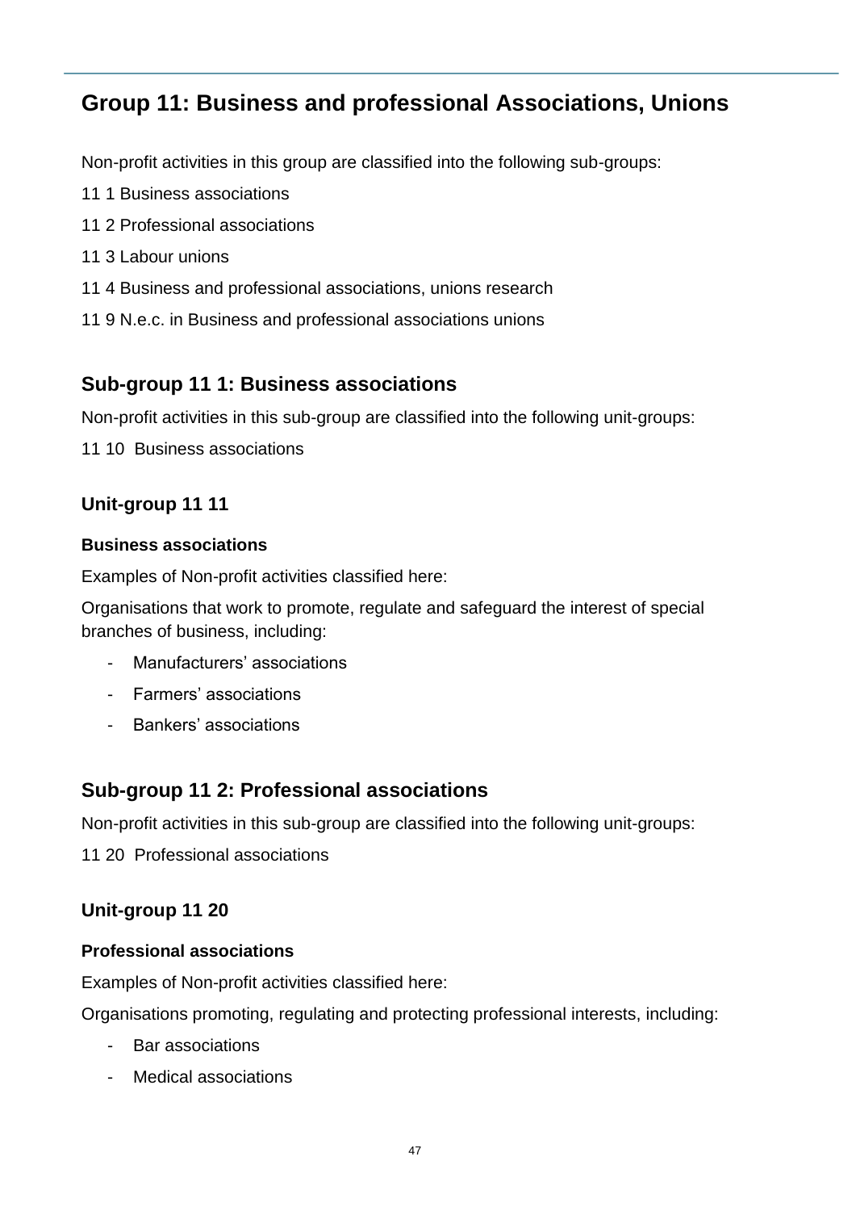## Group 11: Business and professional Associations, Unions

Non-profit activities in this group are classified into the following sub-groups:

11 1 Business associations

11 2 Professional associations

11 3 Labour unions

11 4 Business and professional associations, unions research

11 9 N.e.c. in Business and professional associations unions

### Sub-group 11 1: Business associations

Non-profit activities in this sub-group are classified into the following unit-groups:

11 10  Business associations

#### Unit-group 11 11

**Business associations**

Examples of Non-profit activities classified here:

Organisations that work to promote, regulate and safeguard the interest of special branches of business, including:

- Manufacturers' associations
- Farmers' associations
- Bankers' associations

### Sub-group 11 2: Professional associations

Non-profit activities in this sub-group are classified into the following unit-groups:

11 20  Professional associations

#### Unit-group 11 20

**Professional associations**

Examples of Non-profit activities classified here:

Organisations promoting, regulating and protecting professional interests, including:

- Bar associations
- Medical associations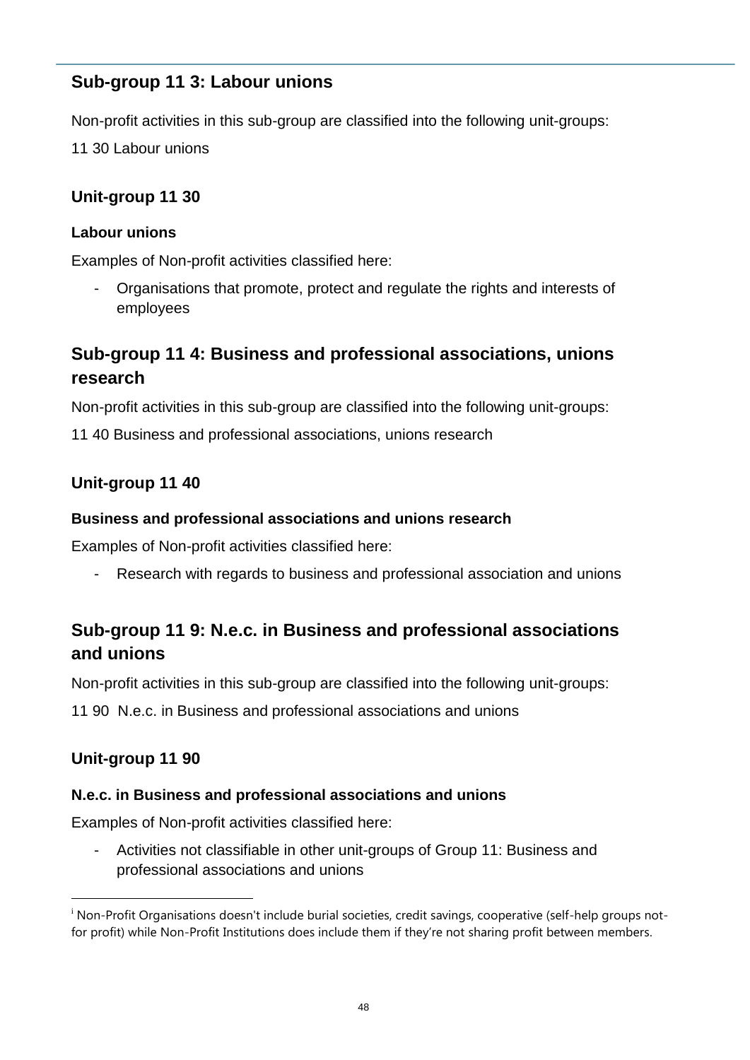## Sub-group 11 3: Labour unions

Non-profit activities in this sub-group are classified into the following unit-groups:

11 30 Labour unions

### Unit-group 11 30

#### Labour unions

Examples of Non-profit activities classified here:

- Organisations that promote, protect and regulate the rights and interests of employees

## Sub-group 11 4: Business and professional associations, unions research

Non-profit activities in this sub-group are classified into the following unit-groups:

11 40 Business and professional associations, unions research

### Unit-group 11 40

#### Business and professional associations and unions research

Examples of Non-profit activities classified here:

- Research with regards to business and professional association and unions

## Sub-group 11 9: N.e.c. in Business and professional associations and unions

Non-profit activities in this sub-group are classified into the following unit-groups:

11 90 N.e.c. in Business and professional associations and unions

### Unit-group 11 90

#### N.e.c. in Business and professional associations and unions

Examples of Non-profit activities classified here:

- Activities not classifiable in other unit-groups of Group 11: Business and professional associations and unions

---

[i] Non-Profit Organisations doesn't include burial societies, credit savings, cooperative (self-help groups not-for profit) while Non-Profit Institutions does include them if they're not sharing profit between members.